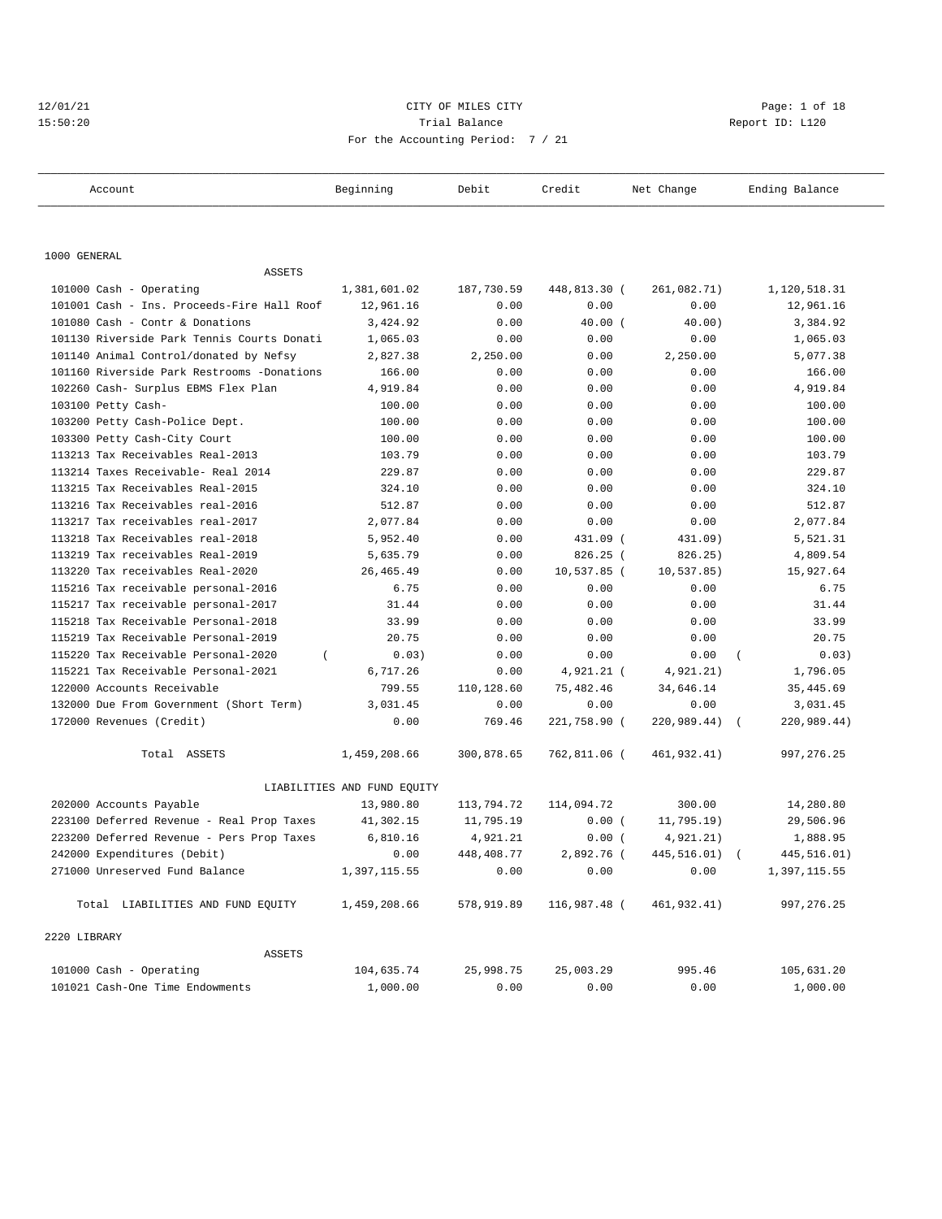CITY OF MILES CITY

Trial Balance

For the Accounting Period: 7 / 21

12/01/21 15:50:20 — Report ID: L120

| Account | Beginning | Debit | Credit | Net Change | Ending Balance |
|---|---|---|---|---|---|
| **1000 GENERAL** | | | | | |
| ASSETS | | | | | |
| 101000 Cash - Operating | 1,381,601.02 | 187,730.59 | 448,813.30 | (261,082.71) | 1,120,518.31 |
| 101001 Cash - Ins. Proceeds-Fire Hall Roof | 12,961.16 | 0.00 | 0.00 | 0.00 | 12,961.16 |
| 101080 Cash - Contr & Donations | 3,424.92 | 0.00 | 40.00 | (40.00) | 3,384.92 |
| 101130 Riverside Park Tennis Courts Donati | 1,065.03 | 0.00 | 0.00 | 0.00 | 1,065.03 |
| 101140 Animal Control/donated by Nefsy | 2,827.38 | 2,250.00 | 0.00 | 2,250.00 | 5,077.38 |
| 101160 Riverside Park Restrooms -Donations | 166.00 | 0.00 | 0.00 | 0.00 | 166.00 |
| 102260 Cash- Surplus EBMS Flex Plan | 4,919.84 | 0.00 | 0.00 | 0.00 | 4,919.84 |
| 103100 Petty Cash- | 100.00 | 0.00 | 0.00 | 0.00 | 100.00 |
| 103200 Petty Cash-Police Dept. | 100.00 | 0.00 | 0.00 | 0.00 | 100.00 |
| 103300 Petty Cash-City Court | 100.00 | 0.00 | 0.00 | 0.00 | 100.00 |
| 113213 Tax Receivables Real-2013 | 103.79 | 0.00 | 0.00 | 0.00 | 103.79 |
| 113214 Taxes Receivable- Real 2014 | 229.87 | 0.00 | 0.00 | 0.00 | 229.87 |
| 113215 Tax Receivables Real-2015 | 324.10 | 0.00 | 0.00 | 0.00 | 324.10 |
| 113216 Tax Receivables real-2016 | 512.87 | 0.00 | 0.00 | 0.00 | 512.87 |
| 113217 Tax receivables real-2017 | 2,077.84 | 0.00 | 0.00 | 0.00 | 2,077.84 |
| 113218 Tax Receivables real-2018 | 5,952.40 | 0.00 | 431.09 | (431.09) | 5,521.31 |
| 113219 Tax receivables Real-2019 | 5,635.79 | 0.00 | 826.25 | (826.25) | 4,809.54 |
| 113220 Tax receivables Real-2020 | 26,465.49 | 0.00 | 10,537.85 | (10,537.85) | 15,927.64 |
| 115216 Tax receivable personal-2016 | 6.75 | 0.00 | 0.00 | 0.00 | 6.75 |
| 115217 Tax receivable personal-2017 | 31.44 | 0.00 | 0.00 | 0.00 | 31.44 |
| 115218 Tax Receivable Personal-2018 | 33.99 | 0.00 | 0.00 | 0.00 | 33.99 |
| 115219 Tax Receivable Personal-2019 | 20.75 | 0.00 | 0.00 | 0.00 | 20.75 |
| 115220 Tax Receivable Personal-2020 | (0.03) | 0.00 | 0.00 | 0.00 | (0.03) |
| 115221 Tax Receivable Personal-2021 | 6,717.26 | 0.00 | 4,921.21 | (4,921.21) | 1,796.05 |
| 122000 Accounts Receivable | 799.55 | 110,128.60 | 75,482.46 | 34,646.14 | 35,445.69 |
| 132000 Due From Government (Short Term) | 3,031.45 | 0.00 | 0.00 | 0.00 | 3,031.45 |
| 172000 Revenues (Credit) | 0.00 | 769.46 | 221,758.90 | (220,989.44) | (220,989.44) |
| Total ASSETS | 1,459,208.66 | 300,878.65 | 762,811.06 | (461,932.41) | 997,276.25 |
| LIABILITIES AND FUND EQUITY | | | | | |
| 202000 Accounts Payable | 13,980.80 | 113,794.72 | 114,094.72 | 300.00 | 14,280.80 |
| 223100 Deferred Revenue - Real Prop Taxes | 41,302.15 | 11,795.19 | 0.00 | (11,795.19) | 29,506.96 |
| 223200 Deferred Revenue - Pers Prop Taxes | 6,810.16 | 4,921.21 | 0.00 | (4,921.21) | 1,888.95 |
| 242000 Expenditures (Debit) | 0.00 | 448,408.77 | 2,892.76 | (445,516.01) | (445,516.01) |
| 271000 Unreserved Fund Balance | 1,397,115.55 | 0.00 | 0.00 | 0.00 | 1,397,115.55 |
| Total LIABILITIES AND FUND EQUITY | 1,459,208.66 | 578,919.89 | 116,987.48 | (461,932.41) | 997,276.25 |
| **2220 LIBRARY** | | | | | |
| ASSETS | | | | | |
| 101000 Cash - Operating | 104,635.74 | 25,998.75 | 25,003.29 | 995.46 | 105,631.20 |
| 101021 Cash-One Time Endowments | 1,000.00 | 0.00 | 0.00 | 0.00 | 1,000.00 |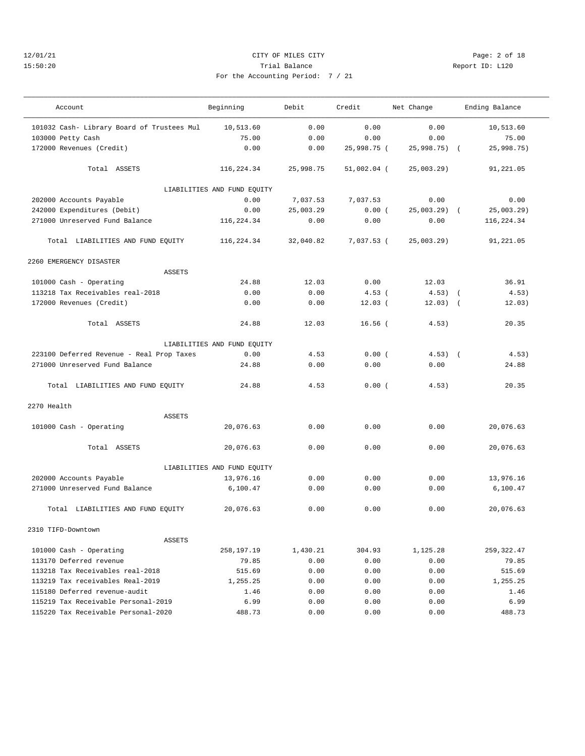CITY OF MILES CITY

Trial Balance

For the Accounting Period: 7 / 21

12/01/21 15:50:20 Report ID: L120

| Account | Beginning | Debit | Credit | Net Change | Ending Balance |
|---|---|---|---|---|---|
| 101032 Cash- Library Board of Trustees Mul | 10,513.60 | 0.00 | 0.00 | 0.00 | 10,513.60 |
| 103000 Petty Cash | 75.00 | 0.00 | 0.00 | 0.00 | 75.00 |
| 172000 Revenues (Credit) | 0.00 | 0.00 | 25,998.75 | ( 25,998.75) | ( 25,998.75) |
| Total ASSETS | 116,224.34 | 25,998.75 | 51,002.04 | ( 25,003.29) | 91,221.05 |
| LIABILITIES AND FUND EQUITY | | | | | |
| 202000 Accounts Payable | 0.00 | 7,037.53 | 7,037.53 | 0.00 | 0.00 |
| 242000 Expenditures (Debit) | 0.00 | 25,003.29 | 0.00 | ( 25,003.29) | ( 25,003.29) |
| 271000 Unreserved Fund Balance | 116,224.34 | 0.00 | 0.00 | 0.00 | 116,224.34 |
| Total LIABILITIES AND FUND EQUITY | 116,224.34 | 32,040.82 | 7,037.53 | ( 25,003.29) | 91,221.05 |
| **2260 EMERGENCY DISASTER** | | | | | |
| ASSETS | | | | | |
| 101000 Cash - Operating | 24.88 | 12.03 | 0.00 | 12.03 | 36.91 |
| 113218 Tax Receivables real-2018 | 0.00 | 0.00 | 4.53 | ( 4.53) | ( 4.53) |
| 172000 Revenues (Credit) | 0.00 | 0.00 | 12.03 | ( 12.03) | ( 12.03) |
| Total ASSETS | 24.88 | 12.03 | 16.56 | ( 4.53) | 20.35 |
| LIABILITIES AND FUND EQUITY | | | | | |
| 223100 Deferred Revenue - Real Prop Taxes | 0.00 | 4.53 | 0.00 | ( 4.53) | ( 4.53) |
| 271000 Unreserved Fund Balance | 24.88 | 0.00 | 0.00 | 0.00 | 24.88 |
| Total LIABILITIES AND FUND EQUITY | 24.88 | 4.53 | 0.00 | ( 4.53) | 20.35 |
| **2270 Health** | | | | | |
| ASSETS | | | | | |
| 101000 Cash - Operating | 20,076.63 | 0.00 | 0.00 | 0.00 | 20,076.63 |
| Total ASSETS | 20,076.63 | 0.00 | 0.00 | 0.00 | 20,076.63 |
| LIABILITIES AND FUND EQUITY | | | | | |
| 202000 Accounts Payable | 13,976.16 | 0.00 | 0.00 | 0.00 | 13,976.16 |
| 271000 Unreserved Fund Balance | 6,100.47 | 0.00 | 0.00 | 0.00 | 6,100.47 |
| Total LIABILITIES AND FUND EQUITY | 20,076.63 | 0.00 | 0.00 | 0.00 | 20,076.63 |
| **2310 TIFD-Downtown** | | | | | |
| ASSETS | | | | | |
| 101000 Cash - Operating | 258,197.19 | 1,430.21 | 304.93 | 1,125.28 | 259,322.47 |
| 113170 Deferred revenue | 79.85 | 0.00 | 0.00 | 0.00 | 79.85 |
| 113218 Tax Receivables real-2018 | 515.69 | 0.00 | 0.00 | 0.00 | 515.69 |
| 113219 Tax receivables Real-2019 | 1,255.25 | 0.00 | 0.00 | 0.00 | 1,255.25 |
| 115180 Deferred revenue-audit | 1.46 | 0.00 | 0.00 | 0.00 | 1.46 |
| 115219 Tax Receivable Personal-2019 | 6.99 | 0.00 | 0.00 | 0.00 | 6.99 |
| 115220 Tax Receivable Personal-2020 | 488.73 | 0.00 | 0.00 | 0.00 | 488.73 |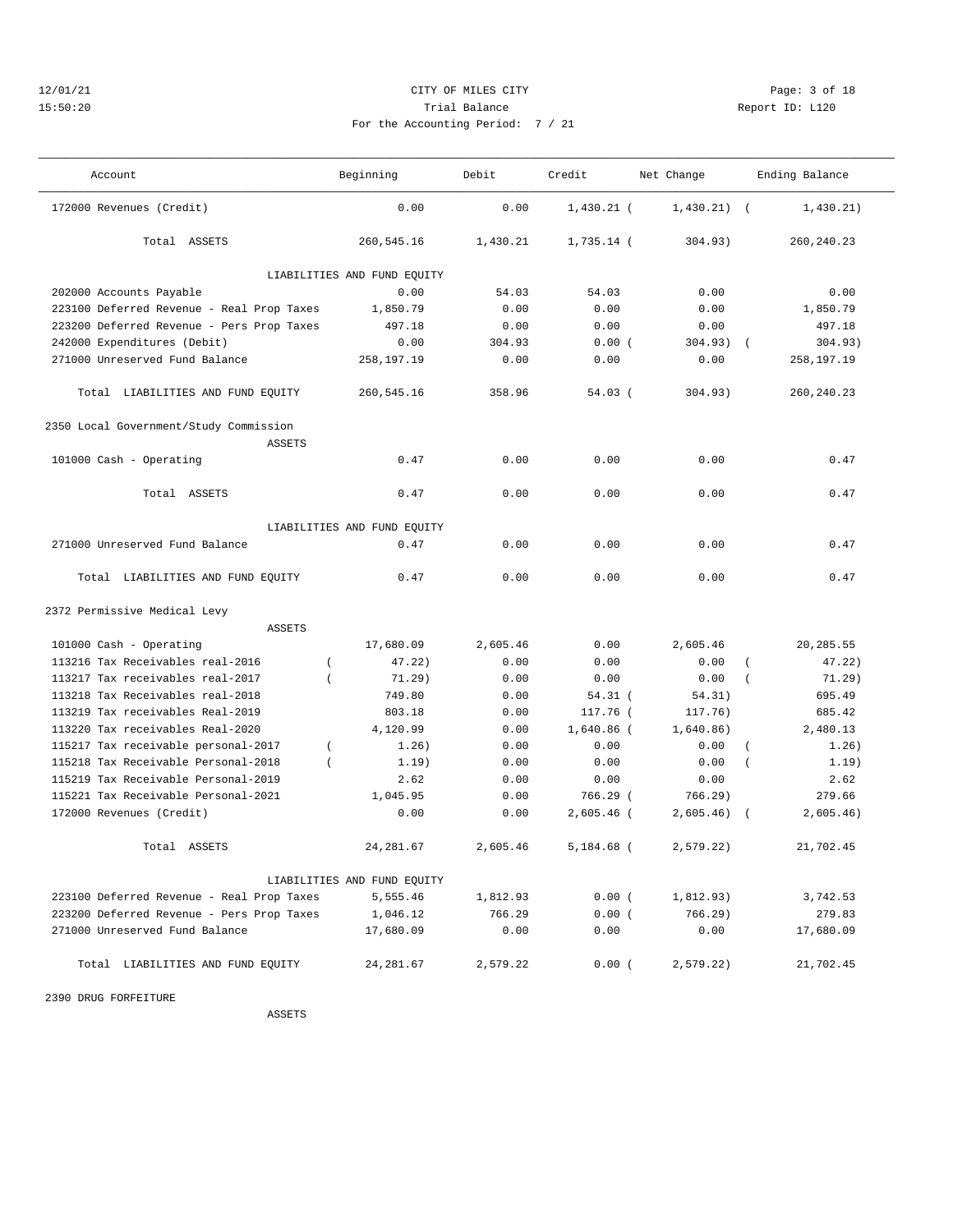CITY OF MILES CITY

Trial Balance

For the Accounting Period: 7 / 21

12/01/21 15:50:20

Report ID: L120

| Account | Beginning | Debit | Credit | Net Change | Ending Balance |
|---|---|---|---|---|---|
| 172000 Revenues (Credit) | 0.00 | 0.00 | 1,430.21 | (1,430.21) | (1,430.21) |
| Total ASSETS | 260,545.16 | 1,430.21 | 1,735.14 | (304.93) | 260,240.23 |
| LIABILITIES AND FUND EQUITY | | | | | |
| 202000 Accounts Payable | 0.00 | 54.03 | 54.03 | 0.00 | 0.00 |
| 223100 Deferred Revenue - Real Prop Taxes | 1,850.79 | 0.00 | 0.00 | 0.00 | 1,850.79 |
| 223200 Deferred Revenue - Pers Prop Taxes | 497.18 | 0.00 | 0.00 | 0.00 | 497.18 |
| 242000 Expenditures (Debit) | 0.00 | 304.93 | 0.00 | (304.93) | (304.93) |
| 271000 Unreserved Fund Balance | 258,197.19 | 0.00 | 0.00 | 0.00 | 258,197.19 |
| Total LIABILITIES AND FUND EQUITY | 260,545.16 | 358.96 | 54.03 | (304.93) | 260,240.23 |
| **2350 Local Government/Study Commission** | | | | | |
| ASSETS | | | | | |
| 101000 Cash - Operating | 0.47 | 0.00 | 0.00 | 0.00 | 0.47 |
| Total ASSETS | 0.47 | 0.00 | 0.00 | 0.00 | 0.47 |
| LIABILITIES AND FUND EQUITY | | | | | |
| 271000 Unreserved Fund Balance | 0.47 | 0.00 | 0.00 | 0.00 | 0.47 |
| Total LIABILITIES AND FUND EQUITY | 0.47 | 0.00 | 0.00 | 0.00 | 0.47 |
| **2372 Permissive Medical Levy** | | | | | |
| ASSETS | | | | | |
| 101000 Cash - Operating | 17,680.09 | 2,605.46 | 0.00 | 2,605.46 | 20,285.55 |
| 113216 Tax Receivables real-2016 | (47.22) | 0.00 | 0.00 | 0.00 | (47.22) |
| 113217 Tax receivables real-2017 | (71.29) | 0.00 | 0.00 | 0.00 | (71.29) |
| 113218 Tax Receivables real-2018 | 749.80 | 0.00 | 54.31 | (54.31) | 695.49 |
| 113219 Tax receivables Real-2019 | 803.18 | 0.00 | 117.76 | (117.76) | 685.42 |
| 113220 Tax receivables Real-2020 | 4,120.99 | 0.00 | 1,640.86 | (1,640.86) | 2,480.13 |
| 115217 Tax receivable personal-2017 | (1.26) | 0.00 | 0.00 | 0.00 | (1.26) |
| 115218 Tax Receivable Personal-2018 | (1.19) | 0.00 | 0.00 | 0.00 | (1.19) |
| 115219 Tax Receivable Personal-2019 | 2.62 | 0.00 | 0.00 | 0.00 | 2.62 |
| 115221 Tax Receivable Personal-2021 | 1,045.95 | 0.00 | 766.29 | (766.29) | 279.66 |
| 172000 Revenues (Credit) | 0.00 | 0.00 | 2,605.46 | (2,605.46) | (2,605.46) |
| Total ASSETS | 24,281.67 | 2,605.46 | 5,184.68 | (2,579.22) | 21,702.45 |
| LIABILITIES AND FUND EQUITY | | | | | |
| 223100 Deferred Revenue - Real Prop Taxes | 5,555.46 | 1,812.93 | 0.00 | (1,812.93) | 3,742.53 |
| 223200 Deferred Revenue - Pers Prop Taxes | 1,046.12 | 766.29 | 0.00 | (766.29) | 279.83 |
| 271000 Unreserved Fund Balance | 17,680.09 | 0.00 | 0.00 | 0.00 | 17,680.09 |
| Total LIABILITIES AND FUND EQUITY | 24,281.67 | 2,579.22 | 0.00 | (2,579.22) | 21,702.45 |
| **2390 DRUG FORFEITURE** | | | | | |
| ASSETS | | | | | |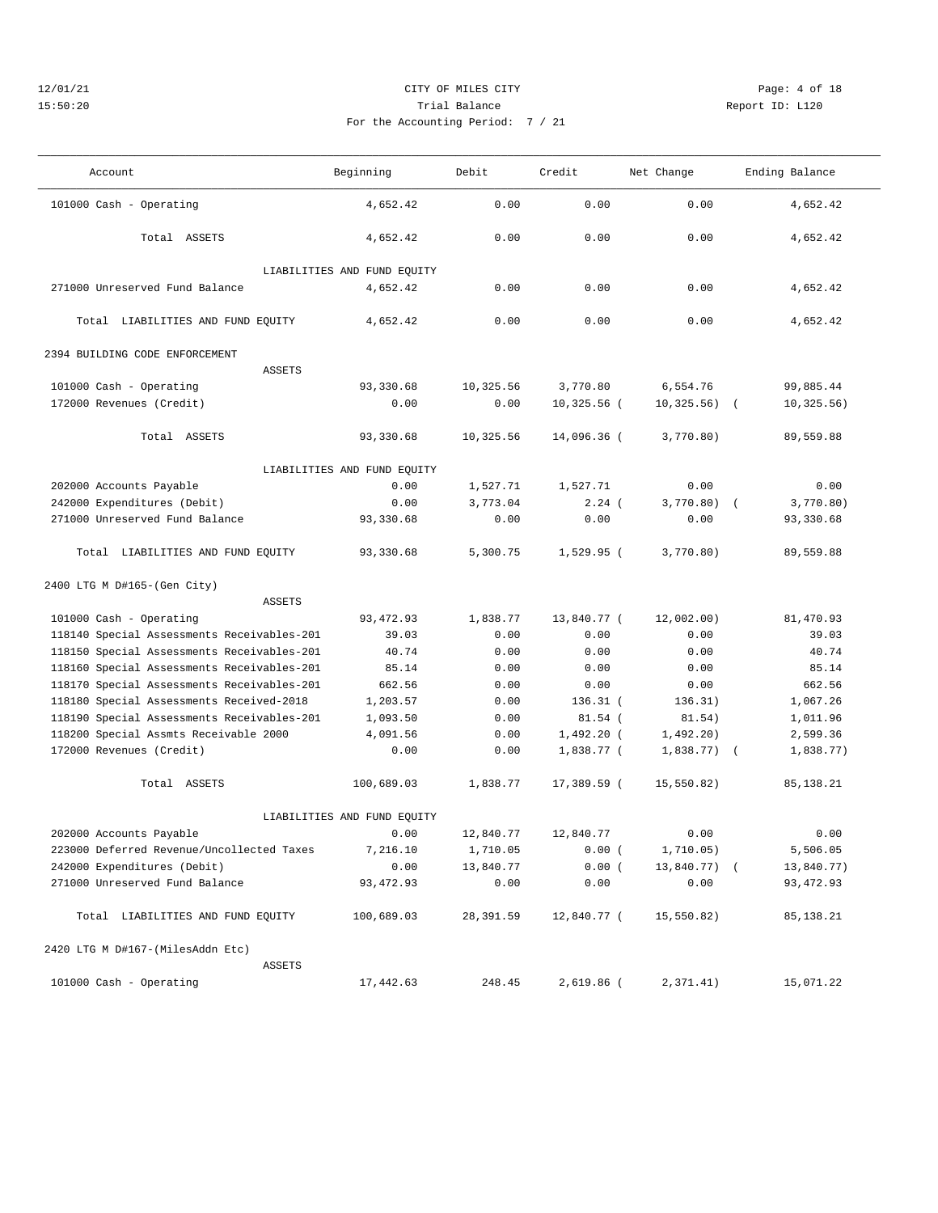CITY OF MILES CITY
Trial Balance
For the Accounting Period: 7 / 21

12/01/21
15:50:20

Report ID: L120

| Account | Beginning | Debit | Credit | Net Change | Ending Balance |
|---|---|---|---|---|---|
| 101000 Cash - Operating | 4,652.42 | 0.00 | 0.00 | 0.00 | 4,652.42 |
| Total ASSETS | 4,652.42 | 0.00 | 0.00 | 0.00 | 4,652.42 |
| LIABILITIES AND FUND EQUITY | | | | | |
| 271000 Unreserved Fund Balance | 4,652.42 | 0.00 | 0.00 | 0.00 | 4,652.42 |
| Total LIABILITIES AND FUND EQUITY | 4,652.42 | 0.00 | 0.00 | 0.00 | 4,652.42 |
| **2394 BUILDING CODE ENFORCEMENT** | | | | | |
| ASSETS | | | | | |
| 101000 Cash - Operating | 93,330.68 | 10,325.56 | 3,770.80 | 6,554.76 | 99,885.44 |
| 172000 Revenues (Credit) | 0.00 | 0.00 | 10,325.56 ( | 10,325.56) ( | 10,325.56) |
| Total ASSETS | 93,330.68 | 10,325.56 | 14,096.36 ( | 3,770.80) | 89,559.88 |
| LIABILITIES AND FUND EQUITY | | | | | |
| 202000 Accounts Payable | 0.00 | 1,527.71 | 1,527.71 | 0.00 | 0.00 |
| 242000 Expenditures (Debit) | 0.00 | 3,773.04 | 2.24 ( | 3,770.80) ( | 3,770.80) |
| 271000 Unreserved Fund Balance | 93,330.68 | 0.00 | 0.00 | 0.00 | 93,330.68 |
| Total LIABILITIES AND FUND EQUITY | 93,330.68 | 5,300.75 | 1,529.95 ( | 3,770.80) | 89,559.88 |
| **2400 LTG M D#165-(Gen City)** | | | | | |
| ASSETS | | | | | |
| 101000 Cash - Operating | 93,472.93 | 1,838.77 | 13,840.77 ( | 12,002.00) | 81,470.93 |
| 118140 Special Assessments Receivables-201 | 39.03 | 0.00 | 0.00 | 0.00 | 39.03 |
| 118150 Special Assessments Receivables-201 | 40.74 | 0.00 | 0.00 | 0.00 | 40.74 |
| 118160 Special Assessments Receivables-201 | 85.14 | 0.00 | 0.00 | 0.00 | 85.14 |
| 118170 Special Assessments Receivables-201 | 662.56 | 0.00 | 0.00 | 0.00 | 662.56 |
| 118180 Special Assessments Received-2018 | 1,203.57 | 0.00 | 136.31 ( | 136.31) | 1,067.26 |
| 118190 Special Assessments Receivables-201 | 1,093.50 | 0.00 | 81.54 ( | 81.54) | 1,011.96 |
| 118200 Special Assmts Receivable 2000 | 4,091.56 | 0.00 | 1,492.20 ( | 1,492.20) | 2,599.36 |
| 172000 Revenues (Credit) | 0.00 | 0.00 | 1,838.77 ( | 1,838.77) ( | 1,838.77) |
| Total ASSETS | 100,689.03 | 1,838.77 | 17,389.59 ( | 15,550.82) | 85,138.21 |
| LIABILITIES AND FUND EQUITY | | | | | |
| 202000 Accounts Payable | 0.00 | 12,840.77 | 12,840.77 | 0.00 | 0.00 |
| 223000 Deferred Revenue/Uncollected Taxes | 7,216.10 | 1,710.05 | 0.00 ( | 1,710.05) | 5,506.05 |
| 242000 Expenditures (Debit) | 0.00 | 13,840.77 | 0.00 ( | 13,840.77) ( | 13,840.77) |
| 271000 Unreserved Fund Balance | 93,472.93 | 0.00 | 0.00 | 0.00 | 93,472.93 |
| Total LIABILITIES AND FUND EQUITY | 100,689.03 | 28,391.59 | 12,840.77 ( | 15,550.82) | 85,138.21 |
| **2420 LTG M D#167-(MilesAddn Etc)** | | | | | |
| ASSETS | | | | | |
| 101000 Cash - Operating | 17,442.63 | 248.45 | 2,619.86 ( | 2,371.41) | 15,071.22 |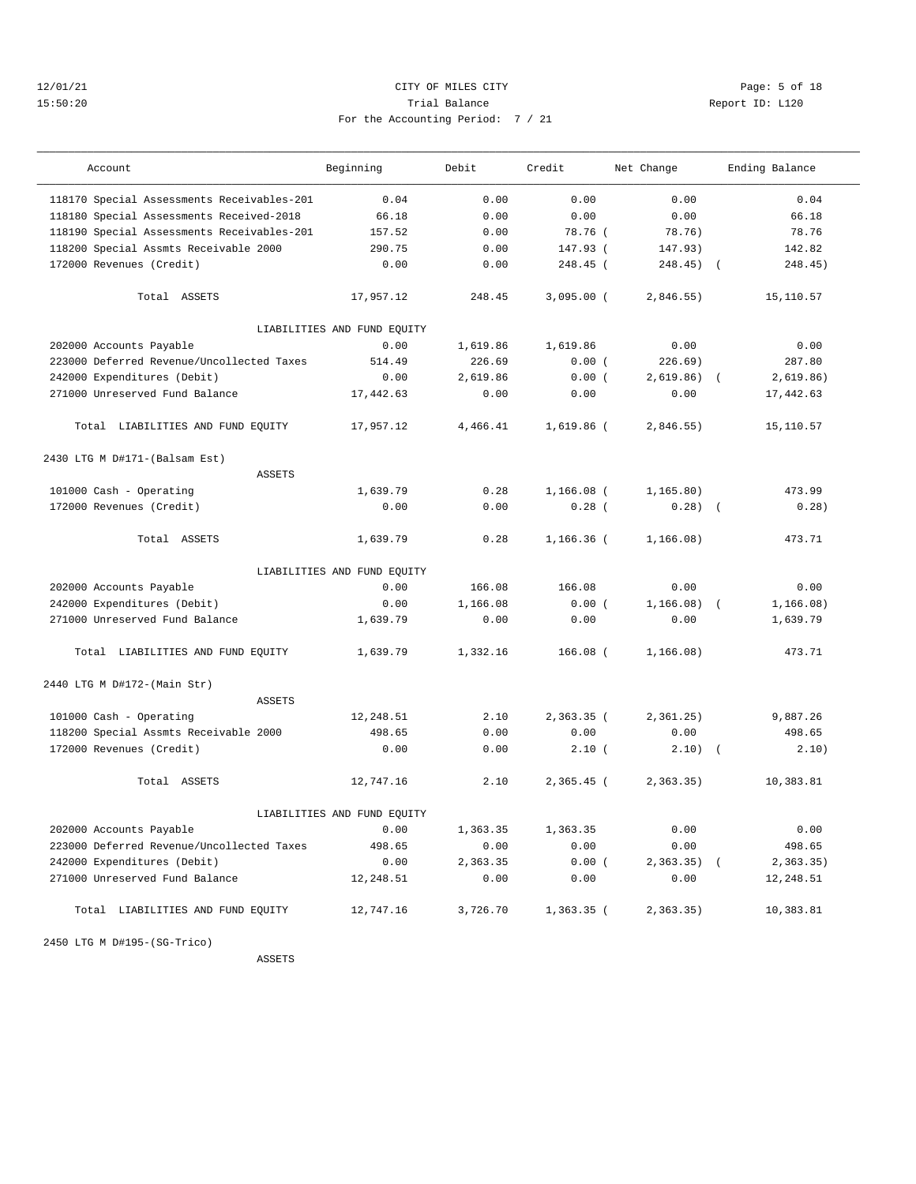CITY OF MILES CITY

Trial Balance

For the Accounting Period: 7 / 21

12/01/21 15:50:20 — Report ID: L120

| Account | Beginning | Debit | Credit | Net Change | Ending Balance |
|---|---|---|---|---|---|
| 118170 Special Assessments Receivables-201 | 0.04 | 0.00 | 0.00 | 0.00 | 0.04 |
| 118180 Special Assessments Received-2018 | 66.18 | 0.00 | 0.00 | 0.00 | 66.18 |
| 118190 Special Assessments Receivables-201 | 157.52 | 0.00 | 78.76 | (78.76) | 78.76 |
| 118200 Special Assmts Receivable 2000 | 290.75 | 0.00 | 147.93 | (147.93) | 142.82 |
| 172000 Revenues (Credit) | 0.00 | 0.00 | 248.45 | (248.45) | (248.45) |
| Total ASSETS | 17,957.12 | 248.45 | 3,095.00 | (2,846.55) | 15,110.57 |
| LIABILITIES AND FUND EQUITY | | | | | |
| 202000 Accounts Payable | 0.00 | 1,619.86 | 1,619.86 | 0.00 | 0.00 |
| 223000 Deferred Revenue/Uncollected Taxes | 514.49 | 226.69 | 0.00 | (226.69) | 287.80 |
| 242000 Expenditures (Debit) | 0.00 | 2,619.86 | 0.00 | (2,619.86) | (2,619.86) |
| 271000 Unreserved Fund Balance | 17,442.63 | 0.00 | 0.00 | 0.00 | 17,442.63 |
| Total LIABILITIES AND FUND EQUITY | 17,957.12 | 4,466.41 | 1,619.86 | (2,846.55) | 15,110.57 |
| **2430 LTG M D#171-(Balsam Est)** | | | | | |
| ASSETS | | | | | |
| 101000 Cash - Operating | 1,639.79 | 0.28 | 1,166.08 | (1,165.80) | 473.99 |
| 172000 Revenues (Credit) | 0.00 | 0.00 | 0.28 | (0.28) | (0.28) |
| Total ASSETS | 1,639.79 | 0.28 | 1,166.36 | (1,166.08) | 473.71 |
| LIABILITIES AND FUND EQUITY | | | | | |
| 202000 Accounts Payable | 0.00 | 166.08 | 166.08 | 0.00 | 0.00 |
| 242000 Expenditures (Debit) | 0.00 | 1,166.08 | 0.00 | (1,166.08) | (1,166.08) |
| 271000 Unreserved Fund Balance | 1,639.79 | 0.00 | 0.00 | 0.00 | 1,639.79 |
| Total LIABILITIES AND FUND EQUITY | 1,639.79 | 1,332.16 | 166.08 | (1,166.08) | 473.71 |
| **2440 LTG M D#172-(Main Str)** | | | | | |
| ASSETS | | | | | |
| 101000 Cash - Operating | 12,248.51 | 2.10 | 2,363.35 | (2,361.25) | 9,887.26 |
| 118200 Special Assmts Receivable 2000 | 498.65 | 0.00 | 0.00 | 0.00 | 498.65 |
| 172000 Revenues (Credit) | 0.00 | 0.00 | 2.10 | (2.10) | (2.10) |
| Total ASSETS | 12,747.16 | 2.10 | 2,365.45 | (2,363.35) | 10,383.81 |
| LIABILITIES AND FUND EQUITY | | | | | |
| 202000 Accounts Payable | 0.00 | 1,363.35 | 1,363.35 | 0.00 | 0.00 |
| 223000 Deferred Revenue/Uncollected Taxes | 498.65 | 0.00 | 0.00 | 0.00 | 498.65 |
| 242000 Expenditures (Debit) | 0.00 | 2,363.35 | 0.00 | (2,363.35) | (2,363.35) |
| 271000 Unreserved Fund Balance | 12,248.51 | 0.00 | 0.00 | 0.00 | 12,248.51 |
| Total LIABILITIES AND FUND EQUITY | 12,747.16 | 3,726.70 | 1,363.35 | (2,363.35) | 10,383.81 |
| **2450 LTG M D#195-(SG-Trico)** | | | | | |
| ASSETS | | | | | |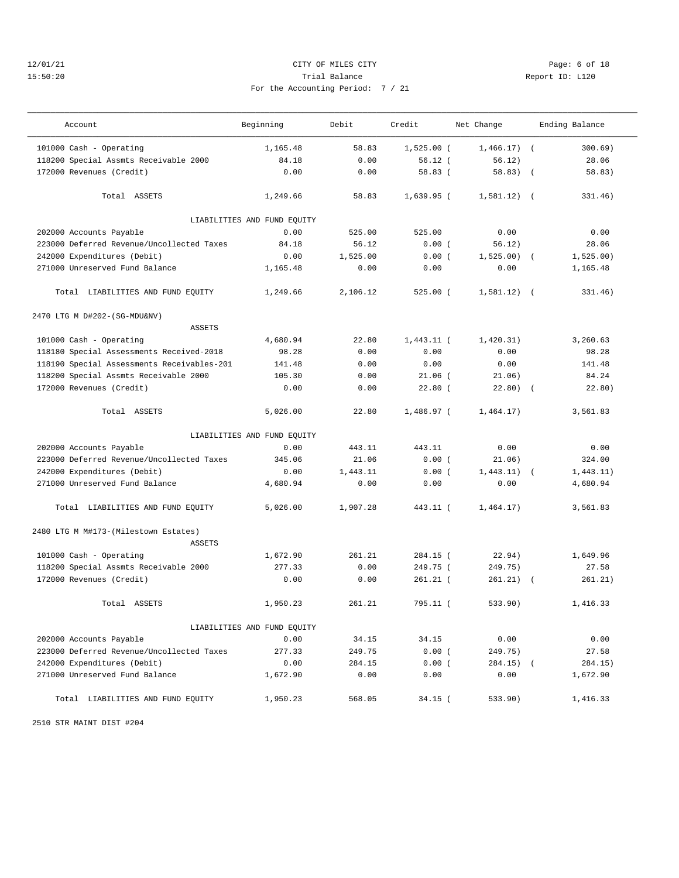12/01/21 CITY OF MILES CITY
15:50:20 Trial Balance Report ID: L120
For the Accounting Period: 7 / 21

| Account | Beginning | Debit | Credit | Net Change | Ending Balance |
|---|---|---|---|---|---|
| 101000 Cash - Operating | 1,165.48 | 58.83 | 1,525.00 | ( 1,466.17) | ( 300.69) |
| 118200 Special Assmts Receivable 2000 | 84.18 | 0.00 | 56.12 | ( 56.12) | 28.06 |
| 172000 Revenues (Credit) | 0.00 | 0.00 | 58.83 | ( 58.83) | ( 58.83) |
| Total ASSETS | 1,249.66 | 58.83 | 1,639.95 | ( 1,581.12) | ( 331.46) |
| LIABILITIES AND FUND EQUITY | | | | | |
| 202000 Accounts Payable | 0.00 | 525.00 | 525.00 | 0.00 | 0.00 |
| 223000 Deferred Revenue/Uncollected Taxes | 84.18 | 56.12 | 0.00 | ( 56.12) | 28.06 |
| 242000 Expenditures (Debit) | 0.00 | 1,525.00 | 0.00 | ( 1,525.00) | ( 1,525.00) |
| 271000 Unreserved Fund Balance | 1,165.48 | 0.00 | 0.00 | 0.00 | 1,165.48 |
| Total LIABILITIES AND FUND EQUITY | 1,249.66 | 2,106.12 | 525.00 | ( 1,581.12) | ( 331.46) |
| **2470 LTG M D#202-(SG-MDU&NV)** | | | | | |
| ASSETS | | | | | |
| 101000 Cash - Operating | 4,680.94 | 22.80 | 1,443.11 | ( 1,420.31) | 3,260.63 |
| 118180 Special Assessments Received-2018 | 98.28 | 0.00 | 0.00 | 0.00 | 98.28 |
| 118190 Special Assessments Receivables-201 | 141.48 | 0.00 | 0.00 | 0.00 | 141.48 |
| 118200 Special Assmts Receivable 2000 | 105.30 | 0.00 | 21.06 | ( 21.06) | 84.24 |
| 172000 Revenues (Credit) | 0.00 | 0.00 | 22.80 | ( 22.80) | ( 22.80) |
| Total ASSETS | 5,026.00 | 22.80 | 1,486.97 | ( 1,464.17) | 3,561.83 |
| LIABILITIES AND FUND EQUITY | | | | | |
| 202000 Accounts Payable | 0.00 | 443.11 | 443.11 | 0.00 | 0.00 |
| 223000 Deferred Revenue/Uncollected Taxes | 345.06 | 21.06 | 0.00 | ( 21.06) | 324.00 |
| 242000 Expenditures (Debit) | 0.00 | 1,443.11 | 0.00 | ( 1,443.11) | ( 1,443.11) |
| 271000 Unreserved Fund Balance | 4,680.94 | 0.00 | 0.00 | 0.00 | 4,680.94 |
| Total LIABILITIES AND FUND EQUITY | 5,026.00 | 1,907.28 | 443.11 | ( 1,464.17) | 3,561.83 |
| **2480 LTG M M#173-(Milestown Estates)** | | | | | |
| ASSETS | | | | | |
| 101000 Cash - Operating | 1,672.90 | 261.21 | 284.15 | ( 22.94) | 1,649.96 |
| 118200 Special Assmts Receivable 2000 | 277.33 | 0.00 | 249.75 | ( 249.75) | 27.58 |
| 172000 Revenues (Credit) | 0.00 | 0.00 | 261.21 | ( 261.21) | ( 261.21) |
| Total ASSETS | 1,950.23 | 261.21 | 795.11 | ( 533.90) | 1,416.33 |
| LIABILITIES AND FUND EQUITY | | | | | |
| 202000 Accounts Payable | 0.00 | 34.15 | 34.15 | 0.00 | 0.00 |
| 223000 Deferred Revenue/Uncollected Taxes | 277.33 | 249.75 | 0.00 | ( 249.75) | 27.58 |
| 242000 Expenditures (Debit) | 0.00 | 284.15 | 0.00 | ( 284.15) | ( 284.15) |
| 271000 Unreserved Fund Balance | 1,672.90 | 0.00 | 0.00 | 0.00 | 1,672.90 |
| Total LIABILITIES AND FUND EQUITY | 1,950.23 | 568.05 | 34.15 | ( 533.90) | 1,416.33 |

2510 STR MAINT DIST #204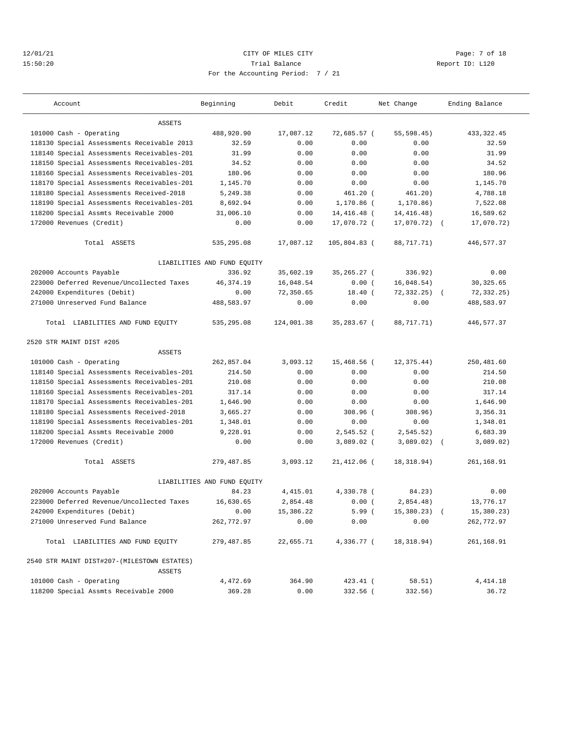12/01/21 CITY OF MILES CITY

15:50:20 Trial Balance Report ID: L120

For the Accounting Period: 7 / 21

| Account | Beginning | Debit | Credit | Net Change | Ending Balance |
|---|---|---|---|---|---|
| ASSETS | | | | | |
| 101000 Cash - Operating | 488,920.90 | 17,087.12 | 72,685.57 | ( 55,598.45) | 433,322.45 |
| 118130 Special Assessments Receivable 2013 | 32.59 | 0.00 | 0.00 | 0.00 | 32.59 |
| 118140 Special Assessments Receivables-201 | 31.99 | 0.00 | 0.00 | 0.00 | 31.99 |
| 118150 Special Assessments Receivables-201 | 34.52 | 0.00 | 0.00 | 0.00 | 34.52 |
| 118160 Special Assessments Receivables-201 | 180.96 | 0.00 | 0.00 | 0.00 | 180.96 |
| 118170 Special Assessments Receivables-201 | 1,145.70 | 0.00 | 0.00 | 0.00 | 1,145.70 |
| 118180 Special Assessments Received-2018 | 5,249.38 | 0.00 | 461.20 | ( 461.20) | 4,788.18 |
| 118190 Special Assessments Receivables-201 | 8,692.94 | 0.00 | 1,170.86 | ( 1,170.86) | 7,522.08 |
| 118200 Special Assmts Receivable 2000 | 31,006.10 | 0.00 | 14,416.48 | ( 14,416.48) | 16,589.62 |
| 172000 Revenues (Credit) | 0.00 | 0.00 | 17,070.72 | ( 17,070.72) | ( 17,070.72) |
| Total ASSETS | 535,295.08 | 17,087.12 | 105,804.83 | ( 88,717.71) | 446,577.37 |
| LIABILITIES AND FUND EQUITY | | | | | |
| 202000 Accounts Payable | 336.92 | 35,602.19 | 35,265.27 | ( 336.92) | 0.00 |
| 223000 Deferred Revenue/Uncollected Taxes | 46,374.19 | 16,048.54 | 0.00 | ( 16,048.54) | 30,325.65 |
| 242000 Expenditures (Debit) | 0.00 | 72,350.65 | 18.40 | ( 72,332.25) | ( 72,332.25) |
| 271000 Unreserved Fund Balance | 488,583.97 | 0.00 | 0.00 | 0.00 | 488,583.97 |
| Total LIABILITIES AND FUND EQUITY | 535,295.08 | 124,001.38 | 35,283.67 | ( 88,717.71) | 446,577.37 |
| 2520 STR MAINT DIST #205 | | | | | |
| ASSETS | | | | | |
| 101000 Cash - Operating | 262,857.04 | 3,093.12 | 15,468.56 | ( 12,375.44) | 250,481.60 |
| 118140 Special Assessments Receivables-201 | 214.50 | 0.00 | 0.00 | 0.00 | 214.50 |
| 118150 Special Assessments Receivables-201 | 210.08 | 0.00 | 0.00 | 0.00 | 210.08 |
| 118160 Special Assessments Receivables-201 | 317.14 | 0.00 | 0.00 | 0.00 | 317.14 |
| 118170 Special Assessments Receivables-201 | 1,646.90 | 0.00 | 0.00 | 0.00 | 1,646.90 |
| 118180 Special Assessments Received-2018 | 3,665.27 | 0.00 | 308.96 | ( 308.96) | 3,356.31 |
| 118190 Special Assessments Receivables-201 | 1,348.01 | 0.00 | 0.00 | 0.00 | 1,348.01 |
| 118200 Special Assmts Receivable 2000 | 9,228.91 | 0.00 | 2,545.52 | ( 2,545.52) | 6,683.39 |
| 172000 Revenues (Credit) | 0.00 | 0.00 | 3,089.02 | ( 3,089.02) | ( 3,089.02) |
| Total ASSETS | 279,487.85 | 3,093.12 | 21,412.06 | ( 18,318.94) | 261,168.91 |
| LIABILITIES AND FUND EQUITY | | | | | |
| 202000 Accounts Payable | 84.23 | 4,415.01 | 4,330.78 | ( 84.23) | 0.00 |
| 223000 Deferred Revenue/Uncollected Taxes | 16,630.65 | 2,854.48 | 0.00 | ( 2,854.48) | 13,776.17 |
| 242000 Expenditures (Debit) | 0.00 | 15,386.22 | 5.99 | ( 15,380.23) | ( 15,380.23) |
| 271000 Unreserved Fund Balance | 262,772.97 | 0.00 | 0.00 | 0.00 | 262,772.97 |
| Total LIABILITIES AND FUND EQUITY | 279,487.85 | 22,655.71 | 4,336.77 | ( 18,318.94) | 261,168.91 |
| 2540 STR MAINT DIST#207-(MILESTOWN ESTATES) | | | | | |
| ASSETS | | | | | |
| 101000 Cash - Operating | 4,472.69 | 364.90 | 423.41 | ( 58.51) | 4,414.18 |
| 118200 Special Assmts Receivable 2000 | 369.28 | 0.00 | 332.56 | ( 332.56) | 36.72 |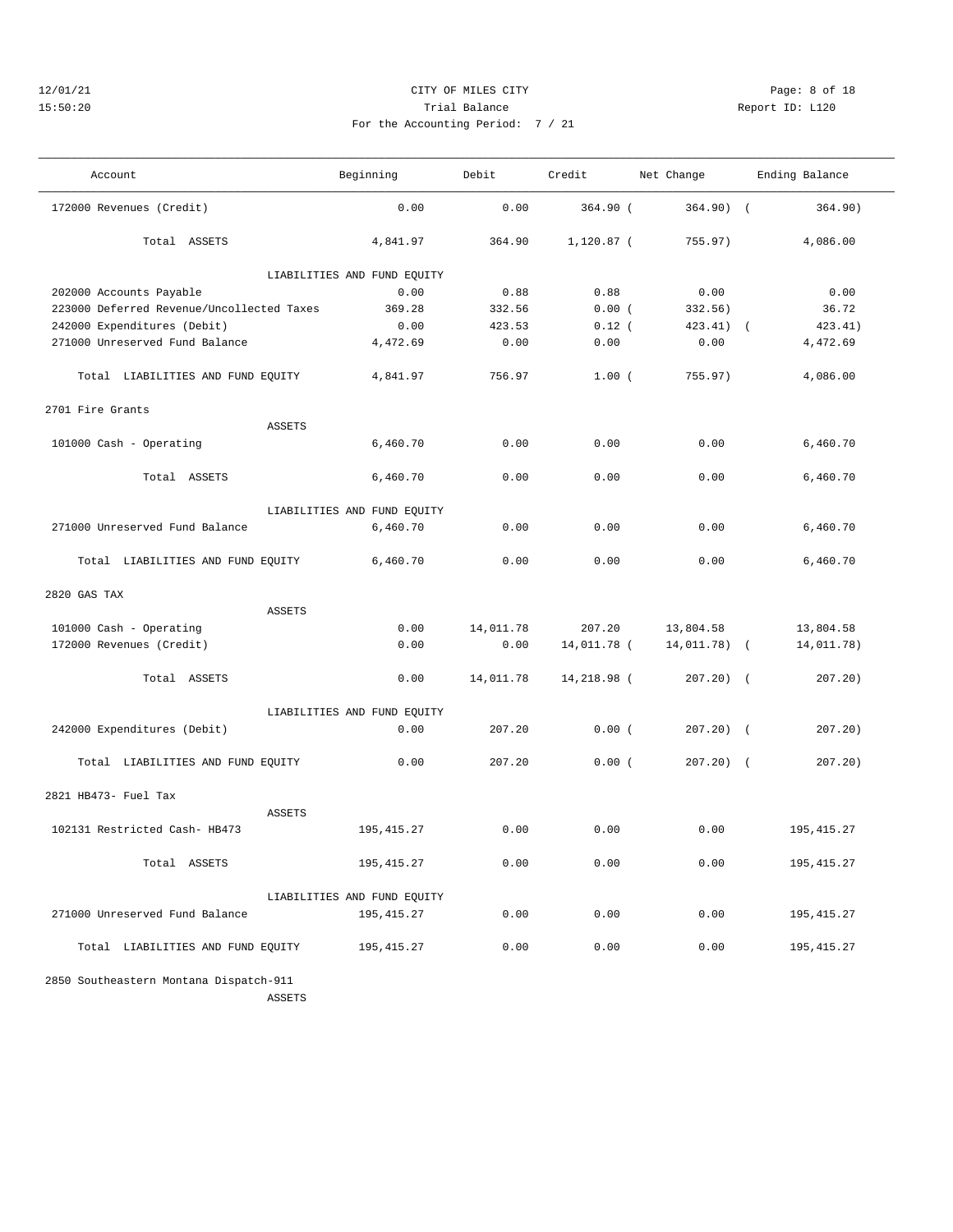12/01/21 CITY OF MILES CITY
15:50:20 Trial Balance Report ID: L120
For the Accounting Period: 7 / 21

| Account | Beginning | Debit | Credit | Net Change | Ending Balance |
|---|---|---|---|---|---|
| 172000 Revenues (Credit) | 0.00 | 0.00 | 364.90 ( | 364.90) ( | 364.90) |
| Total ASSETS | 4,841.97 | 364.90 | 1,120.87 ( | 755.97) | 4,086.00 |
| LIABILITIES AND FUND EQUITY | | | | | |
| 202000 Accounts Payable | 0.00 | 0.88 | 0.88 | 0.00 | 0.00 |
| 223000 Deferred Revenue/Uncollected Taxes | 369.28 | 332.56 | 0.00 ( | 332.56) | 36.72 |
| 242000 Expenditures (Debit) | 0.00 | 423.53 | 0.12 ( | 423.41) ( | 423.41) |
| 271000 Unreserved Fund Balance | 4,472.69 | 0.00 | 0.00 | 0.00 | 4,472.69 |
| Total LIABILITIES AND FUND EQUITY | 4,841.97 | 756.97 | 1.00 ( | 755.97) | 4,086.00 |
| **2701 Fire Grants** | | | | | |
| ASSETS | | | | | |
| 101000 Cash - Operating | 6,460.70 | 0.00 | 0.00 | 0.00 | 6,460.70 |
| Total ASSETS | 6,460.70 | 0.00 | 0.00 | 0.00 | 6,460.70 |
| LIABILITIES AND FUND EQUITY | | | | | |
| 271000 Unreserved Fund Balance | 6,460.70 | 0.00 | 0.00 | 0.00 | 6,460.70 |
| Total LIABILITIES AND FUND EQUITY | 6,460.70 | 0.00 | 0.00 | 0.00 | 6,460.70 |
| **2820 GAS TAX** | | | | | |
| ASSETS | | | | | |
| 101000 Cash - Operating | 0.00 | 14,011.78 | 207.20 | 13,804.58 | 13,804.58 |
| 172000 Revenues (Credit) | 0.00 | 0.00 | 14,011.78 ( | 14,011.78) ( | 14,011.78) |
| Total ASSETS | 0.00 | 14,011.78 | 14,218.98 ( | 207.20) ( | 207.20) |
| LIABILITIES AND FUND EQUITY | | | | | |
| 242000 Expenditures (Debit) | 0.00 | 207.20 | 0.00 ( | 207.20) ( | 207.20) |
| Total LIABILITIES AND FUND EQUITY | 0.00 | 207.20 | 0.00 ( | 207.20) ( | 207.20) |
| **2821 HB473- Fuel Tax** | | | | | |
| ASSETS | | | | | |
| 102131 Restricted Cash- HB473 | 195,415.27 | 0.00 | 0.00 | 0.00 | 195,415.27 |
| Total ASSETS | 195,415.27 | 0.00 | 0.00 | 0.00 | 195,415.27 |
| LIABILITIES AND FUND EQUITY | | | | | |
| 271000 Unreserved Fund Balance | 195,415.27 | 0.00 | 0.00 | 0.00 | 195,415.27 |
| Total LIABILITIES AND FUND EQUITY | 195,415.27 | 0.00 | 0.00 | 0.00 | 195,415.27 |
| **2850 Southeastern Montana Dispatch-911** | | | | | |
| ASSETS | | | | | |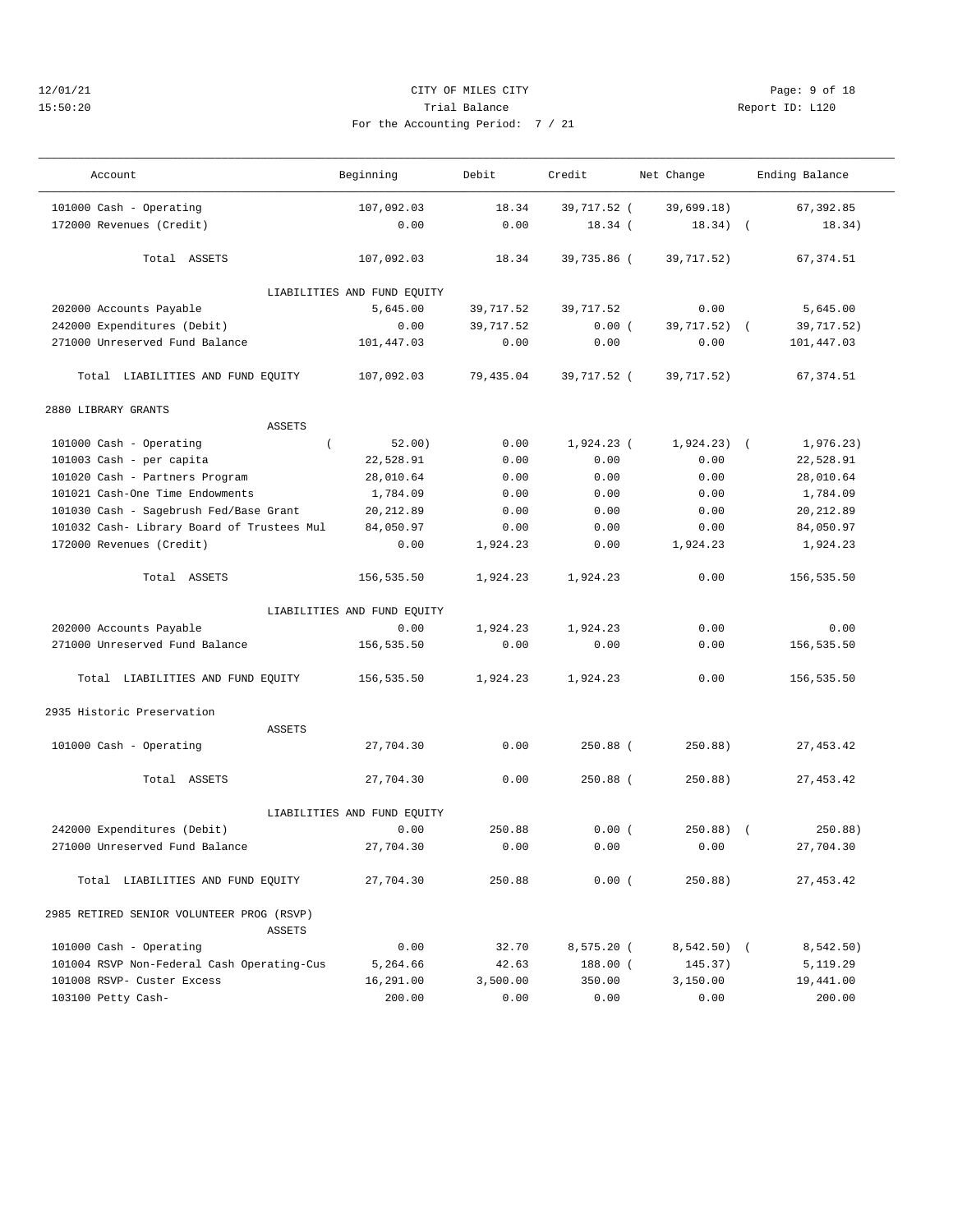CITY OF MILES CITY
Trial Balance
For the Accounting Period: 7 / 21

| Account | Beginning | Debit | Credit | Net Change | Ending Balance |
|---|---|---|---|---|---|
| 101000 Cash - Operating | 107,092.03 | 18.34 | 39,717.52 | ( 39,699.18) | 67,392.85 |
| 172000 Revenues (Credit) | 0.00 | 0.00 | 18.34 | ( 18.34) | ( 18.34) |
| Total ASSETS | 107,092.03 | 18.34 | 39,735.86 | ( 39,717.52) | 67,374.51 |
| LIABILITIES AND FUND EQUITY | | | | | |
| 202000 Accounts Payable | 5,645.00 | 39,717.52 | 39,717.52 | 0.00 | 5,645.00 |
| 242000 Expenditures (Debit) | 0.00 | 39,717.52 | 0.00 | ( 39,717.52) | ( 39,717.52) |
| 271000 Unreserved Fund Balance | 101,447.03 | 0.00 | 0.00 | 0.00 | 101,447.03 |
| Total LIABILITIES AND FUND EQUITY | 107,092.03 | 79,435.04 | 39,717.52 | ( 39,717.52) | 67,374.51 |
| **2880 LIBRARY GRANTS** | | | | | |
| ASSETS | | | | | |
| 101000 Cash - Operating | ( 52.00) | 0.00 | 1,924.23 | ( 1,924.23) | ( 1,976.23) |
| 101003 Cash - per capita | 22,528.91 | 0.00 | 0.00 | 0.00 | 22,528.91 |
| 101020 Cash - Partners Program | 28,010.64 | 0.00 | 0.00 | 0.00 | 28,010.64 |
| 101021 Cash-One Time Endowments | 1,784.09 | 0.00 | 0.00 | 0.00 | 1,784.09 |
| 101030 Cash - Sagebrush Fed/Base Grant | 20,212.89 | 0.00 | 0.00 | 0.00 | 20,212.89 |
| 101032 Cash- Library Board of Trustees Mul | 84,050.97 | 0.00 | 0.00 | 0.00 | 84,050.97 |
| 172000 Revenues (Credit) | 0.00 | 1,924.23 | 0.00 | 1,924.23 | 1,924.23 |
| Total ASSETS | 156,535.50 | 1,924.23 | 1,924.23 | 0.00 | 156,535.50 |
| LIABILITIES AND FUND EQUITY | | | | | |
| 202000 Accounts Payable | 0.00 | 1,924.23 | 1,924.23 | 0.00 | 0.00 |
| 271000 Unreserved Fund Balance | 156,535.50 | 0.00 | 0.00 | 0.00 | 156,535.50 |
| Total LIABILITIES AND FUND EQUITY | 156,535.50 | 1,924.23 | 1,924.23 | 0.00 | 156,535.50 |
| **2935 Historic Preservation** | | | | | |
| ASSETS | | | | | |
| 101000 Cash - Operating | 27,704.30 | 0.00 | 250.88 | ( 250.88) | 27,453.42 |
| Total ASSETS | 27,704.30 | 0.00 | 250.88 | ( 250.88) | 27,453.42 |
| LIABILITIES AND FUND EQUITY | | | | | |
| 242000 Expenditures (Debit) | 0.00 | 250.88 | 0.00 | ( 250.88) | ( 250.88) |
| 271000 Unreserved Fund Balance | 27,704.30 | 0.00 | 0.00 | 0.00 | 27,704.30 |
| Total LIABILITIES AND FUND EQUITY | 27,704.30 | 250.88 | 0.00 | ( 250.88) | 27,453.42 |
| **2985 RETIRED SENIOR VOLUNTEER PROG (RSVP)** | | | | | |
| ASSETS | | | | | |
| 101000 Cash - Operating | 0.00 | 32.70 | 8,575.20 | ( 8,542.50) | ( 8,542.50) |
| 101004 RSVP Non-Federal Cash Operating-Cus | 5,264.66 | 42.63 | 188.00 | ( 145.37) | 5,119.29 |
| 101008 RSVP- Custer Excess | 16,291.00 | 3,500.00 | 350.00 | 3,150.00 | 19,441.00 |
| 103100 Petty Cash- | 200.00 | 0.00 | 0.00 | 0.00 | 200.00 |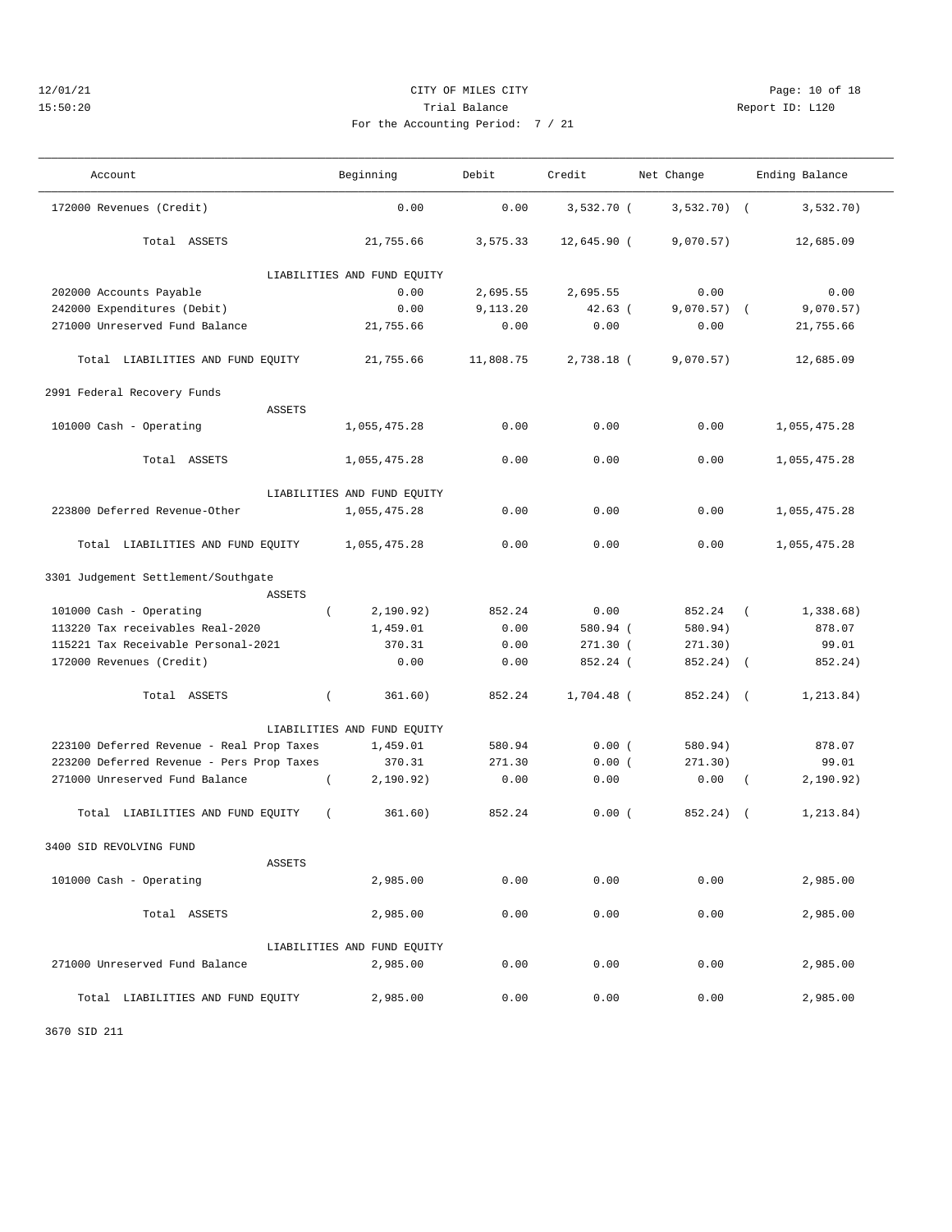12/01/21 CITY OF MILES CITY
15:50:20 Trial Balance Report ID: L120
For the Accounting Period: 7 / 21

| Account | Beginning | Debit | Credit | Net Change | Ending Balance |
|---|---|---|---|---|---|
| 172000 Revenues (Credit) | 0.00 | 0.00 | 3,532.70 ( | 3,532.70) ( | 3,532.70) |
| Total ASSETS | 21,755.66 | 3,575.33 | 12,645.90 ( | 9,070.57) | 12,685.09 |
| LIABILITIES AND FUND EQUITY | | | | | |
| 202000 Accounts Payable | 0.00 | 2,695.55 | 2,695.55 | 0.00 | 0.00 |
| 242000 Expenditures (Debit) | 0.00 | 9,113.20 | 42.63 ( | 9,070.57) ( | 9,070.57) |
| 271000 Unreserved Fund Balance | 21,755.66 | 0.00 | 0.00 | 0.00 | 21,755.66 |
| Total LIABILITIES AND FUND EQUITY | 21,755.66 | 11,808.75 | 2,738.18 ( | 9,070.57) | 12,685.09 |
| **2991 Federal Recovery Funds** | | | | | |
| ASSETS | | | | | |
| 101000 Cash - Operating | 1,055,475.28 | 0.00 | 0.00 | 0.00 | 1,055,475.28 |
| Total ASSETS | 1,055,475.28 | 0.00 | 0.00 | 0.00 | 1,055,475.28 |
| LIABILITIES AND FUND EQUITY | | | | | |
| 223800 Deferred Revenue-Other | 1,055,475.28 | 0.00 | 0.00 | 0.00 | 1,055,475.28 |
| Total LIABILITIES AND FUND EQUITY | 1,055,475.28 | 0.00 | 0.00 | 0.00 | 1,055,475.28 |
| **3301 Judgement Settlement/Southgate** | | | | | |
| ASSETS | | | | | |
| 101000 Cash - Operating | ( 2,190.92) | 852.24 | 0.00 | 852.24 ( | 1,338.68) |
| 113220 Tax receivables Real-2020 | 1,459.01 | 0.00 | 580.94 ( | 580.94) | 878.07 |
| 115221 Tax Receivable Personal-2021 | 370.31 | 0.00 | 271.30 ( | 271.30) | 99.01 |
| 172000 Revenues (Credit) | 0.00 | 0.00 | 852.24 ( | 852.24) ( | 852.24) |
| Total ASSETS | ( 361.60) | 852.24 | 1,704.48 ( | 852.24) ( | 1,213.84) |
| LIABILITIES AND FUND EQUITY | | | | | |
| 223100 Deferred Revenue - Real Prop Taxes | 1,459.01 | 580.94 | 0.00 ( | 580.94) | 878.07 |
| 223200 Deferred Revenue - Pers Prop Taxes | 370.31 | 271.30 | 0.00 ( | 271.30) | 99.01 |
| 271000 Unreserved Fund Balance | ( 2,190.92) | 0.00 | 0.00 | 0.00 ( | 2,190.92) |
| Total LIABILITIES AND FUND EQUITY | ( 361.60) | 852.24 | 0.00 ( | 852.24) ( | 1,213.84) |
| **3400 SID REVOLVING FUND** | | | | | |
| ASSETS | | | | | |
| 101000 Cash - Operating | 2,985.00 | 0.00 | 0.00 | 0.00 | 2,985.00 |
| Total ASSETS | 2,985.00 | 0.00 | 0.00 | 0.00 | 2,985.00 |
| LIABILITIES AND FUND EQUITY | | | | | |
| 271000 Unreserved Fund Balance | 2,985.00 | 0.00 | 0.00 | 0.00 | 2,985.00 |
| Total LIABILITIES AND FUND EQUITY | 2,985.00 | 0.00 | 0.00 | 0.00 | 2,985.00 |

3670 SID 211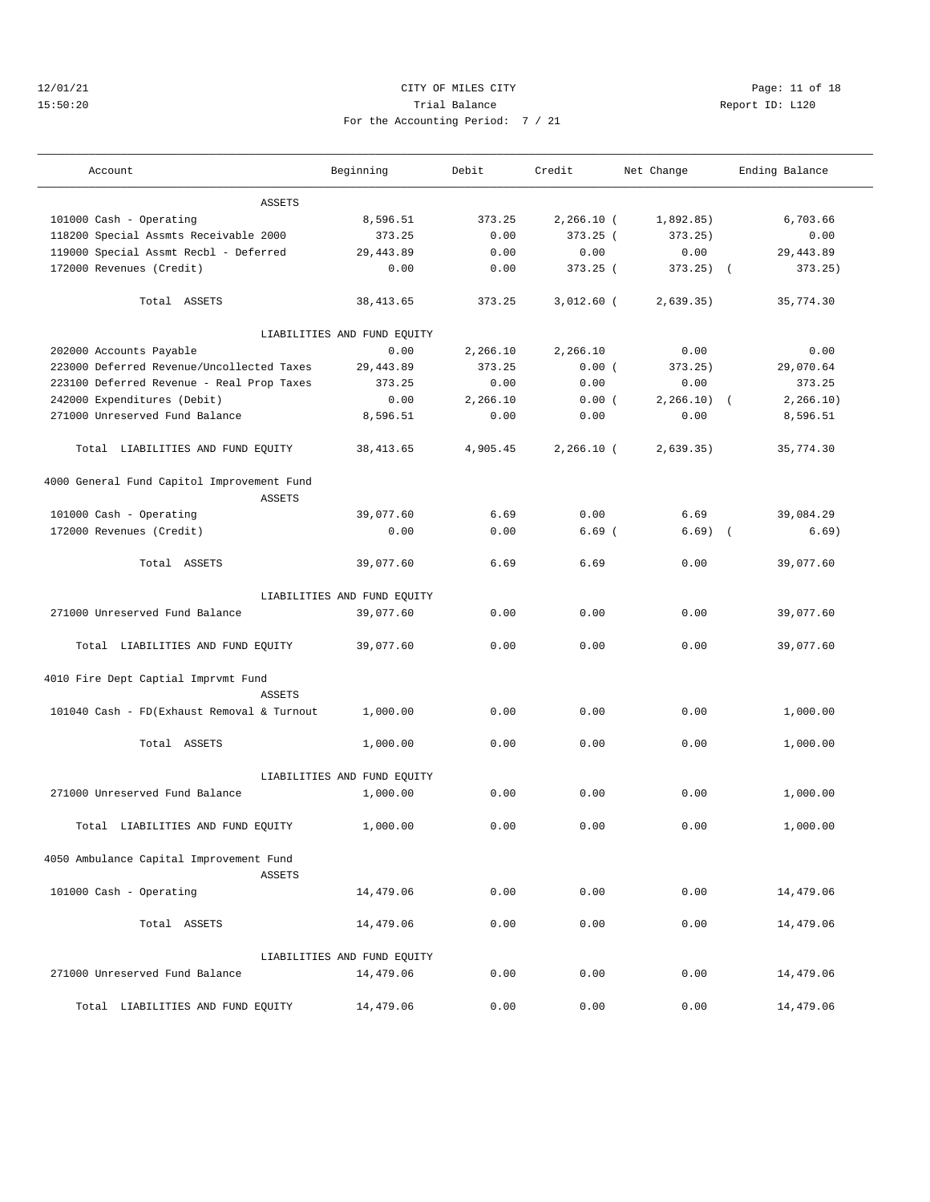CITY OF MILES CITY
Trial Balance
For the Accounting Period: 7 / 21

12/01/21 15:50:20 — Report ID: L120

| Account | Beginning | Debit | Credit | Net Change | Ending Balance |
|---|---|---|---|---|---|
| ASSETS | | | | | |
| 101000 Cash - Operating | 8,596.51 | 373.25 | 2,266.10 | (1,892.85) | 6,703.66 |
| 118200 Special Assmts Receivable 2000 | 373.25 | 0.00 | 373.25 | (373.25) | 0.00 |
| 119000 Special Assmt Recbl - Deferred | 29,443.89 | 0.00 | 0.00 | 0.00 | 29,443.89 |
| 172000 Revenues (Credit) | 0.00 | 0.00 | 373.25 | (373.25) | (373.25) |
| Total ASSETS | 38,413.65 | 373.25 | 3,012.60 | (2,639.35) | 35,774.30 |
| LIABILITIES AND FUND EQUITY | | | | | |
| 202000 Accounts Payable | 0.00 | 2,266.10 | 2,266.10 | 0.00 | 0.00 |
| 223000 Deferred Revenue/Uncollected Taxes | 29,443.89 | 373.25 | 0.00 | (373.25) | 29,070.64 |
| 223100 Deferred Revenue - Real Prop Taxes | 373.25 | 0.00 | 0.00 | 0.00 | 373.25 |
| 242000 Expenditures (Debit) | 0.00 | 2,266.10 | 0.00 | (2,266.10) | (2,266.10) |
| 271000 Unreserved Fund Balance | 8,596.51 | 0.00 | 0.00 | 0.00 | 8,596.51 |
| Total LIABILITIES AND FUND EQUITY | 38,413.65 | 4,905.45 | 2,266.10 | (2,639.35) | 35,774.30 |

## 4000 General Fund Capitol Improvement Fund

| Account | Beginning | Debit | Credit | Net Change | Ending Balance |
|---|---|---|---|---|---|
| ASSETS | | | | | |
| 101000 Cash - Operating | 39,077.60 | 6.69 | 0.00 | 6.69 | 39,084.29 |
| 172000 Revenues (Credit) | 0.00 | 0.00 | 6.69 | (6.69) | (6.69) |
| Total ASSETS | 39,077.60 | 6.69 | 6.69 | 0.00 | 39,077.60 |
| LIABILITIES AND FUND EQUITY | | | | | |
| 271000 Unreserved Fund Balance | 39,077.60 | 0.00 | 0.00 | 0.00 | 39,077.60 |
| Total LIABILITIES AND FUND EQUITY | 39,077.60 | 0.00 | 0.00 | 0.00 | 39,077.60 |

## 4010 Fire Dept Captial Imprvmt Fund

| Account | Beginning | Debit | Credit | Net Change | Ending Balance |
|---|---|---|---|---|---|
| ASSETS | | | | | |
| 101040 Cash - FD(Exhaust Removal & Turnout | 1,000.00 | 0.00 | 0.00 | 0.00 | 1,000.00 |
| Total ASSETS | 1,000.00 | 0.00 | 0.00 | 0.00 | 1,000.00 |
| LIABILITIES AND FUND EQUITY | | | | | |
| 271000 Unreserved Fund Balance | 1,000.00 | 0.00 | 0.00 | 0.00 | 1,000.00 |
| Total LIABILITIES AND FUND EQUITY | 1,000.00 | 0.00 | 0.00 | 0.00 | 1,000.00 |

## 4050 Ambulance Capital Improvement Fund

| Account | Beginning | Debit | Credit | Net Change | Ending Balance |
|---|---|---|---|---|---|
| ASSETS | | | | | |
| 101000 Cash - Operating | 14,479.06 | 0.00 | 0.00 | 0.00 | 14,479.06 |
| Total ASSETS | 14,479.06 | 0.00 | 0.00 | 0.00 | 14,479.06 |
| LIABILITIES AND FUND EQUITY | | | | | |
| 271000 Unreserved Fund Balance | 14,479.06 | 0.00 | 0.00 | 0.00 | 14,479.06 |
| Total LIABILITIES AND FUND EQUITY | 14,479.06 | 0.00 | 0.00 | 0.00 | 14,479.06 |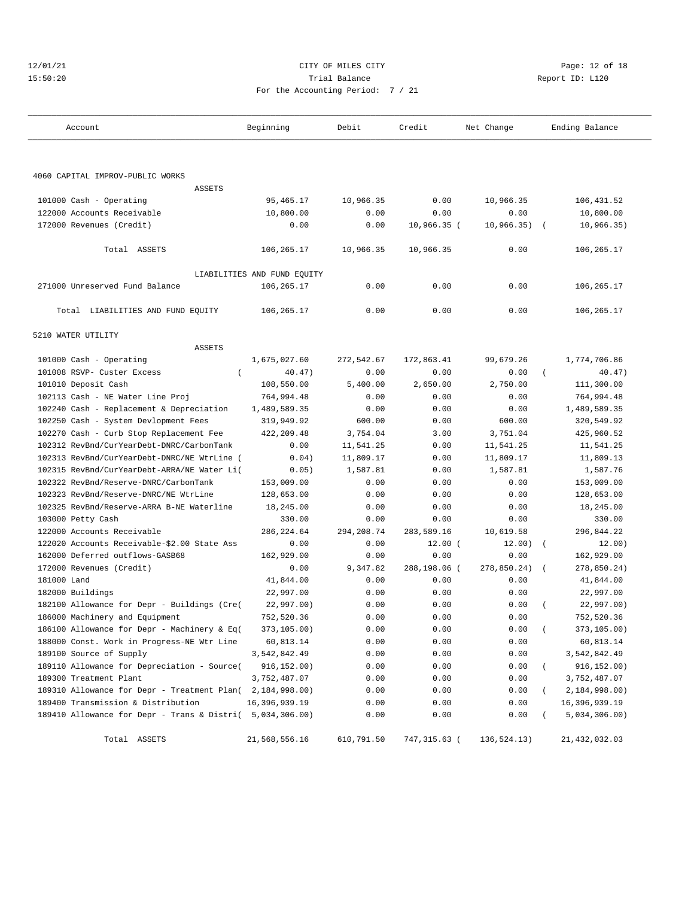12/01/21 CITY OF MILES CITY
15:50:20 Trial Balance Report ID: L120
For the Accounting Period: 7 / 21

| Account | Beginning | Debit | Credit | Net Change | Ending Balance |
|---|---|---|---|---|---|
| **4060 CAPITAL IMPROV-PUBLIC WORKS** | | | | | |
| ASSETS | | | | | |
| 101000 Cash - Operating | 95,465.17 | 10,966.35 | 0.00 | 10,966.35 | 106,431.52 |
| 122000 Accounts Receivable | 10,800.00 | 0.00 | 0.00 | 0.00 | 10,800.00 |
| 172000 Revenues (Credit) | 0.00 | 0.00 | 10,966.35 ( | 10,966.35) | ( 10,966.35) |
| Total ASSETS | 106,265.17 | 10,966.35 | 10,966.35 | 0.00 | 106,265.17 |
| LIABILITIES AND FUND EQUITY | | | | | |
| 271000 Unreserved Fund Balance | 106,265.17 | 0.00 | 0.00 | 0.00 | 106,265.17 |
| Total LIABILITIES AND FUND EQUITY | 106,265.17 | 0.00 | 0.00 | 0.00 | 106,265.17 |
| **5210 WATER UTILITY** | | | | | |
| ASSETS | | | | | |
| 101000 Cash - Operating | 1,675,027.60 | 272,542.67 | 172,863.41 | 99,679.26 | 1,774,706.86 |
| 101008 RSVP- Custer Excess | ( 40.47) | 0.00 | 0.00 | 0.00 | ( 40.47) |
| 101010 Deposit Cash | 108,550.00 | 5,400.00 | 2,650.00 | 2,750.00 | 111,300.00 |
| 102113 Cash - NE Water Line Proj | 764,994.48 | 0.00 | 0.00 | 0.00 | 764,994.48 |
| 102240 Cash - Replacement & Depreciation | 1,489,589.35 | 0.00 | 0.00 | 0.00 | 1,489,589.35 |
| 102250 Cash - System Devlopment Fees | 319,949.92 | 600.00 | 0.00 | 600.00 | 320,549.92 |
| 102270 Cash - Curb Stop Replacement Fee | 422,209.48 | 3,754.04 | 3.00 | 3,751.04 | 425,960.52 |
| 102312 RevBnd/CurYearDebt-DNRC/CarbonTank | 0.00 | 11,541.25 | 0.00 | 11,541.25 | 11,541.25 |
| 102313 RevBnd/CurYearDebt-DNRC/NE WtrLine ( | 0.04) | 11,809.17 | 0.00 | 11,809.17 | 11,809.13 |
| 102315 RevBnd/CurYearDebt-ARRA/NE Water Li( | 0.05) | 1,587.81 | 0.00 | 1,587.81 | 1,587.76 |
| 102322 RevBnd/Reserve-DNRC/CarbonTank | 153,009.00 | 0.00 | 0.00 | 0.00 | 153,009.00 |
| 102323 RevBnd/Reserve-DNRC/NE WtrLine | 128,653.00 | 0.00 | 0.00 | 0.00 | 128,653.00 |
| 102325 RevBnd/Reserve-ARRA B-NE Waterline | 18,245.00 | 0.00 | 0.00 | 0.00 | 18,245.00 |
| 103000 Petty Cash | 330.00 | 0.00 | 0.00 | 0.00 | 330.00 |
| 122000 Accounts Receivable | 286,224.64 | 294,208.74 | 283,589.16 | 10,619.58 | 296,844.22 |
| 122020 Accounts Receivable-$2.00 State Ass | 0.00 | 0.00 | 12.00 ( | 12.00) | ( 12.00) |
| 162000 Deferred outflows-GASB68 | 162,929.00 | 0.00 | 0.00 | 0.00 | 162,929.00 |
| 172000 Revenues (Credit) | 0.00 | 9,347.82 | 288,198.06 ( | 278,850.24) | ( 278,850.24) |
| 181000 Land | 41,844.00 | 0.00 | 0.00 | 0.00 | 41,844.00 |
| 182000 Buildings | 22,997.00 | 0.00 | 0.00 | 0.00 | 22,997.00 |
| 182100 Allowance for Depr - Buildings (Cre( | 22,997.00) | 0.00 | 0.00 | 0.00 | ( 22,997.00) |
| 186000 Machinery and Equipment | 752,520.36 | 0.00 | 0.00 | 0.00 | 752,520.36 |
| 186100 Allowance for Depr - Machinery & Eq( | 373,105.00) | 0.00 | 0.00 | 0.00 | ( 373,105.00) |
| 188000 Const. Work in Progress-NE Wtr Line | 60,813.14 | 0.00 | 0.00 | 0.00 | 60,813.14 |
| 189100 Source of Supply | 3,542,842.49 | 0.00 | 0.00 | 0.00 | 3,542,842.49 |
| 189110 Allowance for Depreciation - Source( | 916,152.00) | 0.00 | 0.00 | 0.00 | ( 916,152.00) |
| 189300 Treatment Plant | 3,752,487.07 | 0.00 | 0.00 | 0.00 | 3,752,487.07 |
| 189310 Allowance for Depr - Treatment Plan( | 2,184,998.00) | 0.00 | 0.00 | 0.00 | ( 2,184,998.00) |
| 189400 Transmission & Distribution | 16,396,939.19 | 0.00 | 0.00 | 0.00 | 16,396,939.19 |
| 189410 Allowance for Depr - Trans & Distri( | 5,034,306.00) | 0.00 | 0.00 | 0.00 | ( 5,034,306.00) |
| Total ASSETS | 21,568,556.16 | 610,791.50 | 747,315.63 ( | 136,524.13) | 21,432,032.03 |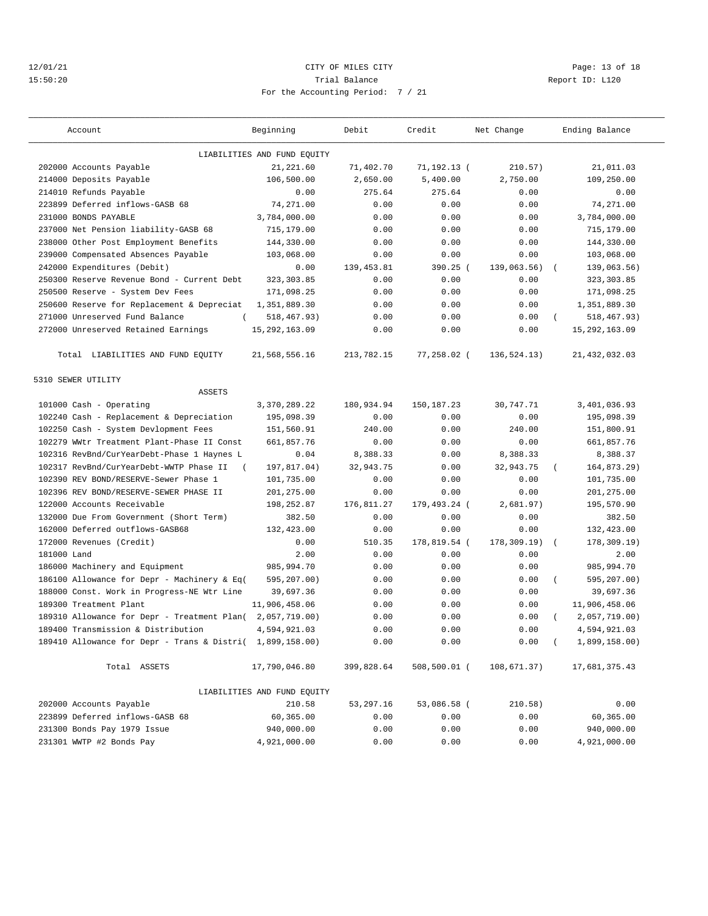12/01/21 CITY OF MILES CITY
15:50:20 Trial Balance Report ID: L120
For the Accounting Period: 7 / 21

| Account | Beginning | Debit | Credit | Net Change | Ending Balance |
|---|---|---|---|---|---|
| | LIABILITIES AND FUND EQUITY | | | | |
| 202000 Accounts Payable | 21,221.60 | 71,402.70 | 71,192.13 | ( 210.57) | 21,011.03 |
| 214000 Deposits Payable | 106,500.00 | 2,650.00 | 5,400.00 | 2,750.00 | 109,250.00 |
| 214010 Refunds Payable | 0.00 | 275.64 | 275.64 | 0.00 | 0.00 |
| 223899 Deferred inflows-GASB 68 | 74,271.00 | 0.00 | 0.00 | 0.00 | 74,271.00 |
| 231000 BONDS PAYABLE | 3,784,000.00 | 0.00 | 0.00 | 0.00 | 3,784,000.00 |
| 237000 Net Pension liability-GASB 68 | 715,179.00 | 0.00 | 0.00 | 0.00 | 715,179.00 |
| 238000 Other Post Employment Benefits | 144,330.00 | 0.00 | 0.00 | 0.00 | 144,330.00 |
| 239000 Compensated Absences Payable | 103,068.00 | 0.00 | 0.00 | 0.00 | 103,068.00 |
| 242000 Expenditures (Debit) | 0.00 | 139,453.81 | 390.25 | ( 139,063.56) | ( 139,063.56) |
| 250300 Reserve Revenue Bond - Current Debt | 323,303.85 | 0.00 | 0.00 | 0.00 | 323,303.85 |
| 250500 Reserve - System Dev Fees | 171,098.25 | 0.00 | 0.00 | 0.00 | 171,098.25 |
| 250600 Reserve for Replacement & Depreciat | 1,351,889.30 | 0.00 | 0.00 | 0.00 | 1,351,889.30 |
| 271000 Unreserved Fund Balance | ( 518,467.93) | 0.00 | 0.00 | 0.00 | ( 518,467.93) |
| 272000 Unreserved Retained Earnings | 15,292,163.09 | 0.00 | 0.00 | 0.00 | 15,292,163.09 |
| Total LIABILITIES AND FUND EQUITY | 21,568,556.16 | 213,782.15 | 77,258.02 | ( 136,524.13) | 21,432,032.03 |
| 5310 SEWER UTILITY | | | | | |
| ASSETS | | | | | |
| 101000 Cash - Operating | 3,370,289.22 | 180,934.94 | 150,187.23 | 30,747.71 | 3,401,036.93 |
| 102240 Cash - Replacement & Depreciation | 195,098.39 | 0.00 | 0.00 | 0.00 | 195,098.39 |
| 102250 Cash - System Devlopment Fees | 151,560.91 | 240.00 | 0.00 | 240.00 | 151,800.91 |
| 102279 WWtr Treatment Plant-Phase II Const | 661,857.76 | 0.00 | 0.00 | 0.00 | 661,857.76 |
| 102316 RevBnd/CurYearDebt-Phase 1 Haynes L | 0.04 | 8,388.33 | 0.00 | 8,388.33 | 8,388.37 |
| 102317 RevBnd/CurYearDebt-WWTP Phase II | ( 197,817.04) | 32,943.75 | 0.00 | 32,943.75 | ( 164,873.29) |
| 102390 REV BOND/RESERVE-Sewer Phase 1 | 101,735.00 | 0.00 | 0.00 | 0.00 | 101,735.00 |
| 102396 REV BOND/RESERVE-SEWER PHASE II | 201,275.00 | 0.00 | 0.00 | 0.00 | 201,275.00 |
| 122000 Accounts Receivable | 198,252.87 | 176,811.27 | 179,493.24 | ( 2,681.97) | 195,570.90 |
| 132000 Due From Government (Short Term) | 382.50 | 0.00 | 0.00 | 0.00 | 382.50 |
| 162000 Deferred outflows-GASB68 | 132,423.00 | 0.00 | 0.00 | 0.00 | 132,423.00 |
| 172000 Revenues (Credit) | 0.00 | 510.35 | 178,819.54 | ( 178,309.19) | ( 178,309.19) |
| 181000 Land | 2.00 | 0.00 | 0.00 | 0.00 | 2.00 |
| 186000 Machinery and Equipment | 985,994.70 | 0.00 | 0.00 | 0.00 | 985,994.70 |
| 186100 Allowance for Depr - Machinery & Eq | ( 595,207.00) | 0.00 | 0.00 | 0.00 | ( 595,207.00) |
| 188000 Const. Work in Progress-NE Wtr Line | 39,697.36 | 0.00 | 0.00 | 0.00 | 39,697.36 |
| 189300 Treatment Plant | 11,906,458.06 | 0.00 | 0.00 | 0.00 | 11,906,458.06 |
| 189310 Allowance for Depr - Treatment Plan | ( 2,057,719.00) | 0.00 | 0.00 | 0.00 | ( 2,057,719.00) |
| 189400 Transmission & Distribution | 4,594,921.03 | 0.00 | 0.00 | 0.00 | 4,594,921.03 |
| 189410 Allowance for Depr - Trans & Distri | ( 1,899,158.00) | 0.00 | 0.00 | 0.00 | ( 1,899,158.00) |
| Total ASSETS | 17,790,046.80 | 399,828.64 | 508,500.01 | ( 108,671.37) | 17,681,375.43 |
| | LIABILITIES AND FUND EQUITY | | | | |
| 202000 Accounts Payable | 210.58 | 53,297.16 | 53,086.58 | ( 210.58) | 0.00 |
| 223899 Deferred inflows-GASB 68 | 60,365.00 | 0.00 | 0.00 | 0.00 | 60,365.00 |
| 231300 Bonds Pay 1979 Issue | 940,000.00 | 0.00 | 0.00 | 0.00 | 940,000.00 |
| 231301 WWTP #2 Bonds Pay | 4,921,000.00 | 0.00 | 0.00 | 0.00 | 4,921,000.00 |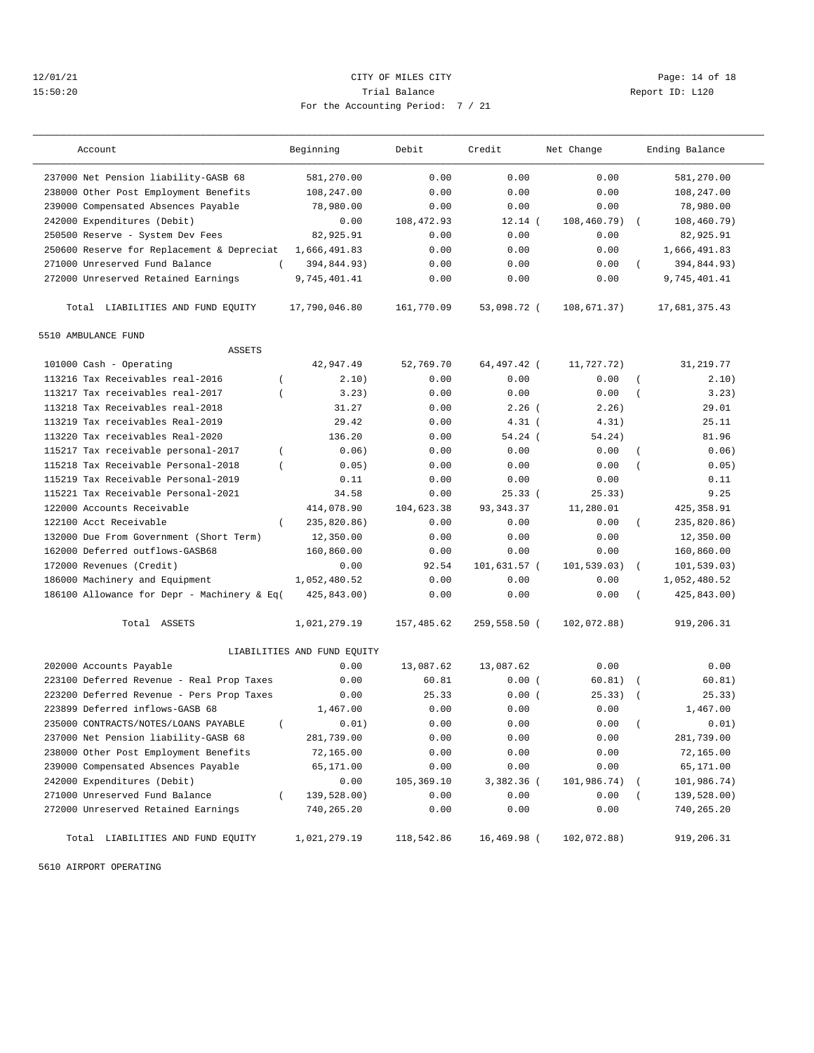12/01/21 CITY OF MILES CITY
15:50:20 Trial Balance Report ID: L120
For the Accounting Period: 7 / 21

| Account | Beginning | Debit | Credit | Net Change | Ending Balance |
|---|---|---|---|---|---|
| 237000 Net Pension liability-GASB 68 | 581,270.00 | 0.00 | 0.00 | 0.00 | 581,270.00 |
| 238000 Other Post Employment Benefits | 108,247.00 | 0.00 | 0.00 | 0.00 | 108,247.00 |
| 239000 Compensated Absences Payable | 78,980.00 | 0.00 | 0.00 | 0.00 | 78,980.00 |
| 242000 Expenditures (Debit) | 0.00 | 108,472.93 | 12.14 | ( 108,460.79) | ( 108,460.79) |
| 250500 Reserve - System Dev Fees | 82,925.91 | 0.00 | 0.00 | 0.00 | 82,925.91 |
| 250600 Reserve for Replacement & Depreciat | 1,666,491.83 | 0.00 | 0.00 | 0.00 | 1,666,491.83 |
| 271000 Unreserved Fund Balance | ( 394,844.93) | 0.00 | 0.00 | 0.00 | ( 394,844.93) |
| 272000 Unreserved Retained Earnings | 9,745,401.41 | 0.00 | 0.00 | 0.00 | 9,745,401.41 |
| Total LIABILITIES AND FUND EQUITY | 17,790,046.80 | 161,770.09 | 53,098.72 | ( 108,671.37) | 17,681,375.43 |

5510 AMBULANCE FUND

| Account | Beginning | Debit | Credit | Net Change | Ending Balance |
|---|---|---|---|---|---|
| ASSETS | | | | | |
| 101000 Cash - Operating | 42,947.49 | 52,769.70 | 64,497.42 | ( 11,727.72) | 31,219.77 |
| 113216 Tax Receivables real-2016 | ( 2.10) | 0.00 | 0.00 | 0.00 | ( 2.10) |
| 113217 Tax receivables real-2017 | ( 3.23) | 0.00 | 0.00 | 0.00 | ( 3.23) |
| 113218 Tax Receivables real-2018 | 31.27 | 0.00 | 2.26 | ( 2.26) | 29.01 |
| 113219 Tax receivables Real-2019 | 29.42 | 0.00 | 4.31 | ( 4.31) | 25.11 |
| 113220 Tax receivables Real-2020 | 136.20 | 0.00 | 54.24 | ( 54.24) | 81.96 |
| 115217 Tax receivable personal-2017 | ( 0.06) | 0.00 | 0.00 | 0.00 | ( 0.06) |
| 115218 Tax Receivable Personal-2018 | ( 0.05) | 0.00 | 0.00 | 0.00 | ( 0.05) |
| 115219 Tax Receivable Personal-2019 | 0.11 | 0.00 | 0.00 | 0.00 | 0.11 |
| 115221 Tax Receivable Personal-2021 | 34.58 | 0.00 | 25.33 | ( 25.33) | 9.25 |
| 122000 Accounts Receivable | 414,078.90 | 104,623.38 | 93,343.37 | 11,280.01 | 425,358.91 |
| 122100 Acct Receivable | ( 235,820.86) | 0.00 | 0.00 | 0.00 | ( 235,820.86) |
| 132000 Due From Government (Short Term) | 12,350.00 | 0.00 | 0.00 | 0.00 | 12,350.00 |
| 162000 Deferred outflows-GASB68 | 160,860.00 | 0.00 | 0.00 | 0.00 | 160,860.00 |
| 172000 Revenues (Credit) | 0.00 | 92.54 | 101,631.57 | ( 101,539.03) | ( 101,539.03) |
| 186000 Machinery and Equipment | 1,052,480.52 | 0.00 | 0.00 | 0.00 | 1,052,480.52 |
| 186100 Allowance for Depr - Machinery & Eq | ( 425,843.00) | 0.00 | 0.00 | 0.00 | ( 425,843.00) |
| Total ASSETS | 1,021,279.19 | 157,485.62 | 259,558.50 | ( 102,072.88) | 919,206.31 |
| LIABILITIES AND FUND EQUITY | | | | | |
| 202000 Accounts Payable | 0.00 | 13,087.62 | 13,087.62 | 0.00 | 0.00 |
| 223100 Deferred Revenue - Real Prop Taxes | 0.00 | 60.81 | 0.00 | ( 60.81) | ( 60.81) |
| 223200 Deferred Revenue - Pers Prop Taxes | 0.00 | 25.33 | 0.00 | ( 25.33) | ( 25.33) |
| 223899 Deferred inflows-GASB 68 | 1,467.00 | 0.00 | 0.00 | 0.00 | 1,467.00 |
| 235000 CONTRACTS/NOTES/LOANS PAYABLE | ( 0.01) | 0.00 | 0.00 | 0.00 | ( 0.01) |
| 237000 Net Pension liability-GASB 68 | 281,739.00 | 0.00 | 0.00 | 0.00 | 281,739.00 |
| 238000 Other Post Employment Benefits | 72,165.00 | 0.00 | 0.00 | 0.00 | 72,165.00 |
| 239000 Compensated Absences Payable | 65,171.00 | 0.00 | 0.00 | 0.00 | 65,171.00 |
| 242000 Expenditures (Debit) | 0.00 | 105,369.10 | 3,382.36 | ( 101,986.74) | ( 101,986.74) |
| 271000 Unreserved Fund Balance | ( 139,528.00) | 0.00 | 0.00 | 0.00 | ( 139,528.00) |
| 272000 Unreserved Retained Earnings | 740,265.20 | 0.00 | 0.00 | 0.00 | 740,265.20 |
| Total LIABILITIES AND FUND EQUITY | 1,021,279.19 | 118,542.86 | 16,469.98 | ( 102,072.88) | 919,206.31 |

5610 AIRPORT OPERATING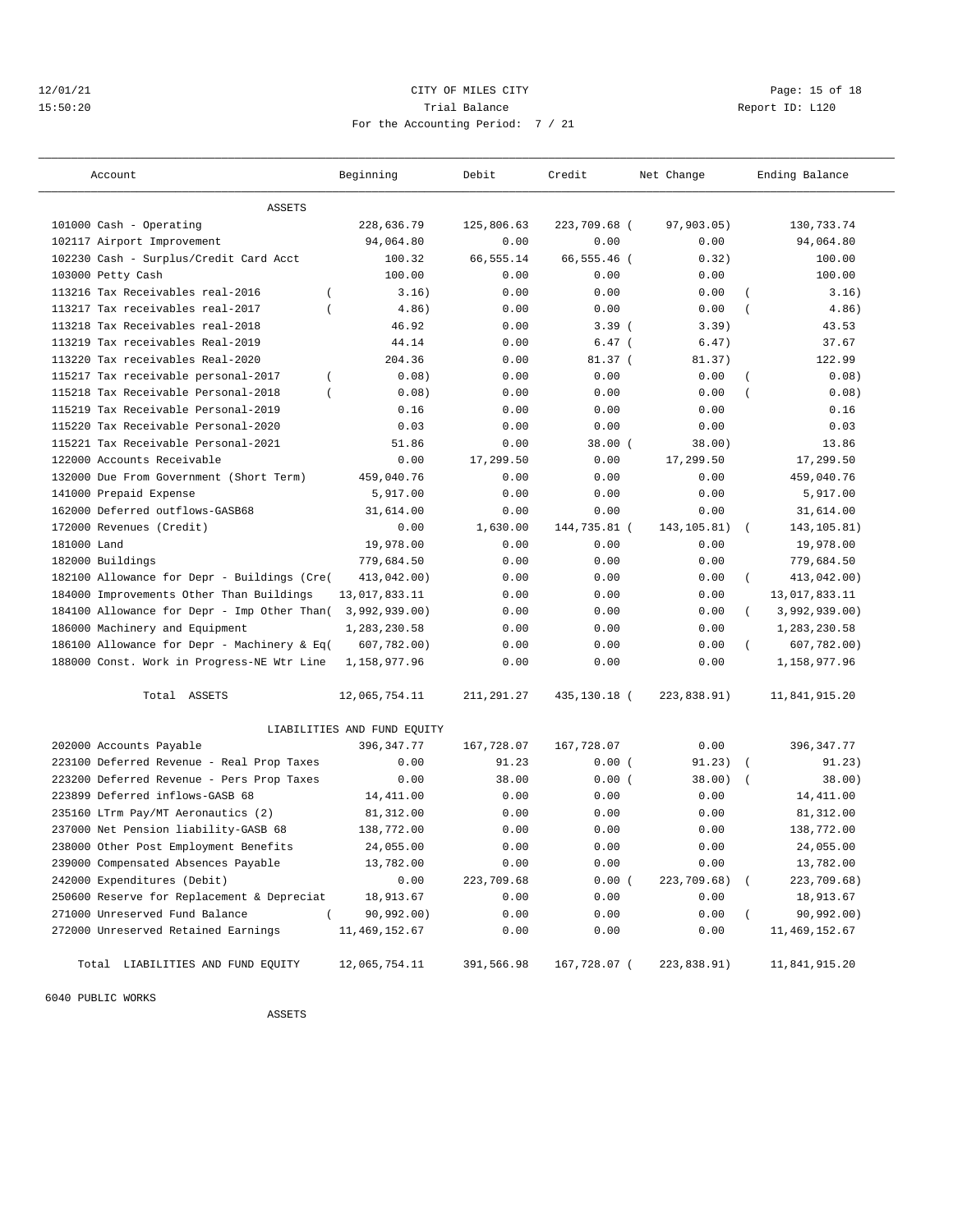CITY OF MILES CITY

Trial Balance

For the Accounting Period: 7 / 21

12/01/21 15:50:20 Report ID: L120

| Account | Beginning | Debit | Credit | Net Change | Ending Balance |
|---|---|---|---|---|---|
| ASSETS | | | | | |
| 101000 Cash - Operating | 228,636.79 | 125,806.63 | 223,709.68 | ( 97,903.05) | 130,733.74 |
| 102117 Airport Improvement | 94,064.80 | 0.00 | 0.00 | 0.00 | 94,064.80 |
| 102230 Cash - Surplus/Credit Card Acct | 100.32 | 66,555.14 | 66,555.46 | ( 0.32) | 100.00 |
| 103000 Petty Cash | 100.00 | 0.00 | 0.00 | 0.00 | 100.00 |
| 113216 Tax Receivables real-2016 | ( 3.16) | 0.00 | 0.00 | 0.00 | ( 3.16) |
| 113217 Tax receivables real-2017 | ( 4.86) | 0.00 | 0.00 | 0.00 | ( 4.86) |
| 113218 Tax Receivables real-2018 | 46.92 | 0.00 | 3.39 | ( 3.39) | 43.53 |
| 113219 Tax receivables Real-2019 | 44.14 | 0.00 | 6.47 | ( 6.47) | 37.67 |
| 113220 Tax receivables Real-2020 | 204.36 | 0.00 | 81.37 | ( 81.37) | 122.99 |
| 115217 Tax receivable personal-2017 | ( 0.08) | 0.00 | 0.00 | 0.00 | ( 0.08) |
| 115218 Tax Receivable Personal-2018 | ( 0.08) | 0.00 | 0.00 | 0.00 | ( 0.08) |
| 115219 Tax Receivable Personal-2019 | 0.16 | 0.00 | 0.00 | 0.00 | 0.16 |
| 115220 Tax Receivable Personal-2020 | 0.03 | 0.00 | 0.00 | 0.00 | 0.03 |
| 115221 Tax Receivable Personal-2021 | 51.86 | 0.00 | 38.00 | ( 38.00) | 13.86 |
| 122000 Accounts Receivable | 0.00 | 17,299.50 | 0.00 | 17,299.50 | 17,299.50 |
| 132000 Due From Government (Short Term) | 459,040.76 | 0.00 | 0.00 | 0.00 | 459,040.76 |
| 141000 Prepaid Expense | 5,917.00 | 0.00 | 0.00 | 0.00 | 5,917.00 |
| 162000 Deferred outflows-GASB68 | 31,614.00 | 0.00 | 0.00 | 0.00 | 31,614.00 |
| 172000 Revenues (Credit) | 0.00 | 1,630.00 | 144,735.81 | ( 143,105.81) | ( 143,105.81) |
| 181000 Land | 19,978.00 | 0.00 | 0.00 | 0.00 | 19,978.00 |
| 182000 Buildings | 779,684.50 | 0.00 | 0.00 | 0.00 | 779,684.50 |
| 182100 Allowance for Depr - Buildings (Cre( | 413,042.00) | 0.00 | 0.00 | 0.00 | ( 413,042.00) |
| 184000 Improvements Other Than Buildings | 13,017,833.11 | 0.00 | 0.00 | 0.00 | 13,017,833.11 |
| 184100 Allowance for Depr - Imp Other Than( | 3,992,939.00) | 0.00 | 0.00 | 0.00 | ( 3,992,939.00) |
| 186000 Machinery and Equipment | 1,283,230.58 | 0.00 | 0.00 | 0.00 | 1,283,230.58 |
| 186100 Allowance for Depr - Machinery & Eq( | 607,782.00) | 0.00 | 0.00 | 0.00 | ( 607,782.00) |
| 188000 Const. Work in Progress-NE Wtr Line | 1,158,977.96 | 0.00 | 0.00 | 0.00 | 1,158,977.96 |
| Total ASSETS | 12,065,754.11 | 211,291.27 | 435,130.18 | ( 223,838.91) | 11,841,915.20 |
| LIABILITIES AND FUND EQUITY | | | | | |
| 202000 Accounts Payable | 396,347.77 | 167,728.07 | 167,728.07 | 0.00 | 396,347.77 |
| 223100 Deferred Revenue - Real Prop Taxes | 0.00 | 91.23 | 0.00 | ( 91.23) | ( 91.23) |
| 223200 Deferred Revenue - Pers Prop Taxes | 0.00 | 38.00 | 0.00 | ( 38.00) | ( 38.00) |
| 223899 Deferred inflows-GASB 68 | 14,411.00 | 0.00 | 0.00 | 0.00 | 14,411.00 |
| 235160 LTrm Pay/MT Aeronautics (2) | 81,312.00 | 0.00 | 0.00 | 0.00 | 81,312.00 |
| 237000 Net Pension liability-GASB 68 | 138,772.00 | 0.00 | 0.00 | 0.00 | 138,772.00 |
| 238000 Other Post Employment Benefits | 24,055.00 | 0.00 | 0.00 | 0.00 | 24,055.00 |
| 239000 Compensated Absences Payable | 13,782.00 | 0.00 | 0.00 | 0.00 | 13,782.00 |
| 242000 Expenditures (Debit) | 0.00 | 223,709.68 | 0.00 | ( 223,709.68) | ( 223,709.68) |
| 250600 Reserve for Replacement & Depreciat | 18,913.67 | 0.00 | 0.00 | 0.00 | 18,913.67 |
| 271000 Unreserved Fund Balance | ( 90,992.00) | 0.00 | 0.00 | 0.00 | ( 90,992.00) |
| 272000 Unreserved Retained Earnings | 11,469,152.67 | 0.00 | 0.00 | 0.00 | 11,469,152.67 |
| Total LIABILITIES AND FUND EQUITY | 12,065,754.11 | 391,566.98 | 167,728.07 | ( 223,838.91) | 11,841,915.20 |

6040 PUBLIC WORKS

ASSETS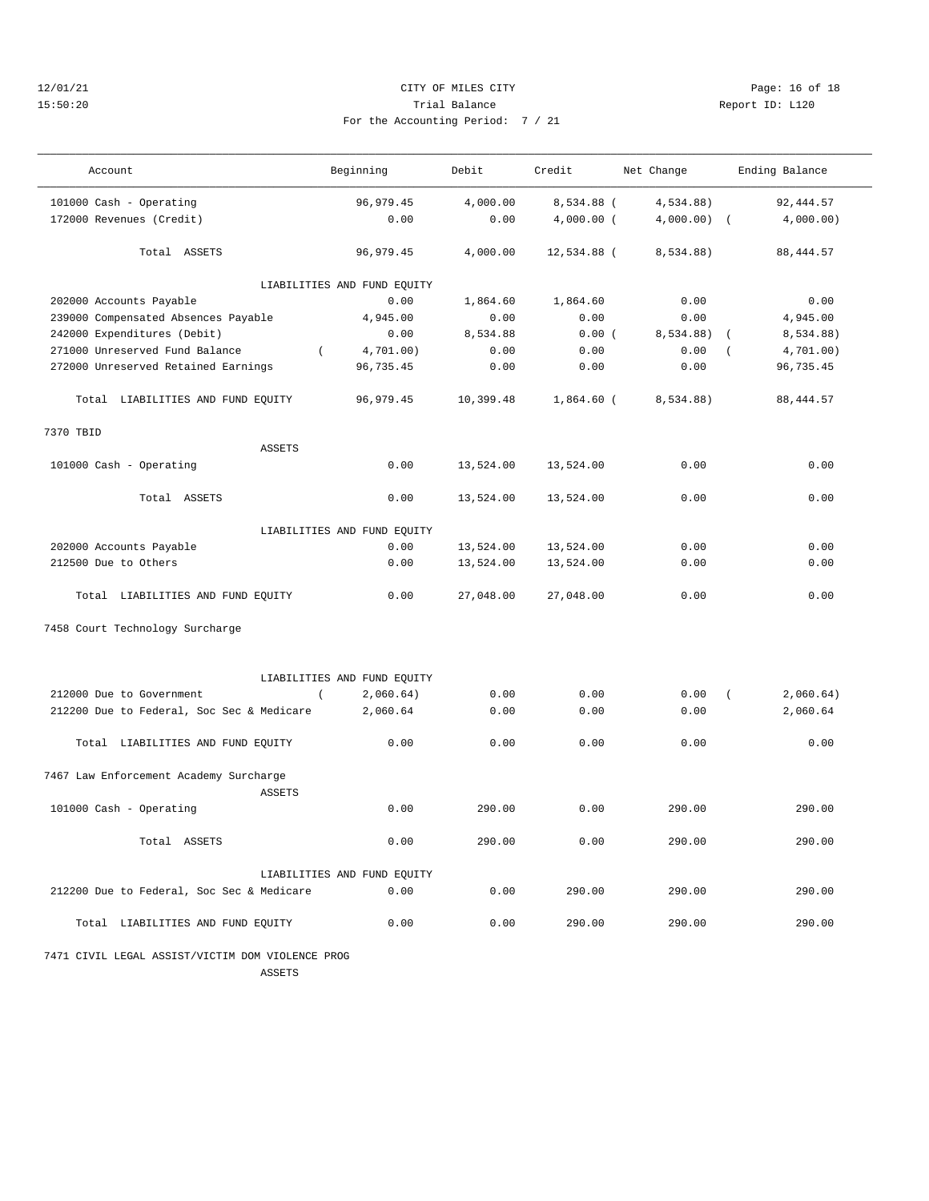CITY OF MILES CITY
Trial Balance
For the Accounting Period: 7 / 21

12/01/21
15:50:20

Report ID: L120

| Account | Beginning | Debit | Credit | Net Change | Ending Balance |
|---|---|---|---|---|---|
| 101000 Cash - Operating | 96,979.45 | 4,000.00 | 8,534.88 | ( 4,534.88) | 92,444.57 |
| 172000 Revenues (Credit) | 0.00 | 0.00 | 4,000.00 | ( 4,000.00) | ( 4,000.00) |
| Total ASSETS | 96,979.45 | 4,000.00 | 12,534.88 | ( 8,534.88) | 88,444.57 |
| LIABILITIES AND FUND EQUITY | | | | | |
| 202000 Accounts Payable | 0.00 | 1,864.60 | 1,864.60 | 0.00 | 0.00 |
| 239000 Compensated Absences Payable | 4,945.00 | 0.00 | 0.00 | 0.00 | 4,945.00 |
| 242000 Expenditures (Debit) | 0.00 | 8,534.88 | 0.00 | ( 8,534.88) | ( 8,534.88) |
| 271000 Unreserved Fund Balance | ( 4,701.00) | 0.00 | 0.00 | 0.00 | ( 4,701.00) |
| 272000 Unreserved Retained Earnings | 96,735.45 | 0.00 | 0.00 | 0.00 | 96,735.45 |
| Total LIABILITIES AND FUND EQUITY | 96,979.45 | 10,399.48 | 1,864.60 | ( 8,534.88) | 88,444.57 |
| **7370 TBID** | | | | | |
| ASSETS | | | | | |
| 101000 Cash - Operating | 0.00 | 13,524.00 | 13,524.00 | 0.00 | 0.00 |
| Total ASSETS | 0.00 | 13,524.00 | 13,524.00 | 0.00 | 0.00 |
| LIABILITIES AND FUND EQUITY | | | | | |
| 202000 Accounts Payable | 0.00 | 13,524.00 | 13,524.00 | 0.00 | 0.00 |
| 212500 Due to Others | 0.00 | 13,524.00 | 13,524.00 | 0.00 | 0.00 |
| Total LIABILITIES AND FUND EQUITY | 0.00 | 27,048.00 | 27,048.00 | 0.00 | 0.00 |
| **7458 Court Technology Surcharge** | | | | | |
| LIABILITIES AND FUND EQUITY | | | | | |
| 212000 Due to Government | ( 2,060.64) | 0.00 | 0.00 | 0.00 | ( 2,060.64) |
| 212200 Due to Federal, Soc Sec & Medicare | 2,060.64 | 0.00 | 0.00 | 0.00 | 2,060.64 |
| Total LIABILITIES AND FUND EQUITY | 0.00 | 0.00 | 0.00 | 0.00 | 0.00 |
| **7467 Law Enforcement Academy Surcharge** | | | | | |
| ASSETS | | | | | |
| 101000 Cash - Operating | 0.00 | 290.00 | 0.00 | 290.00 | 290.00 |
| Total ASSETS | 0.00 | 290.00 | 0.00 | 290.00 | 290.00 |
| LIABILITIES AND FUND EQUITY | | | | | |
| 212200 Due to Federal, Soc Sec & Medicare | 0.00 | 0.00 | 290.00 | 290.00 | 290.00 |
| Total LIABILITIES AND FUND EQUITY | 0.00 | 0.00 | 290.00 | 290.00 | 290.00 |
| **7471 CIVIL LEGAL ASSIST/VICTIM DOM VIOLENCE PROG** | | | | | |
| ASSETS | | | | | |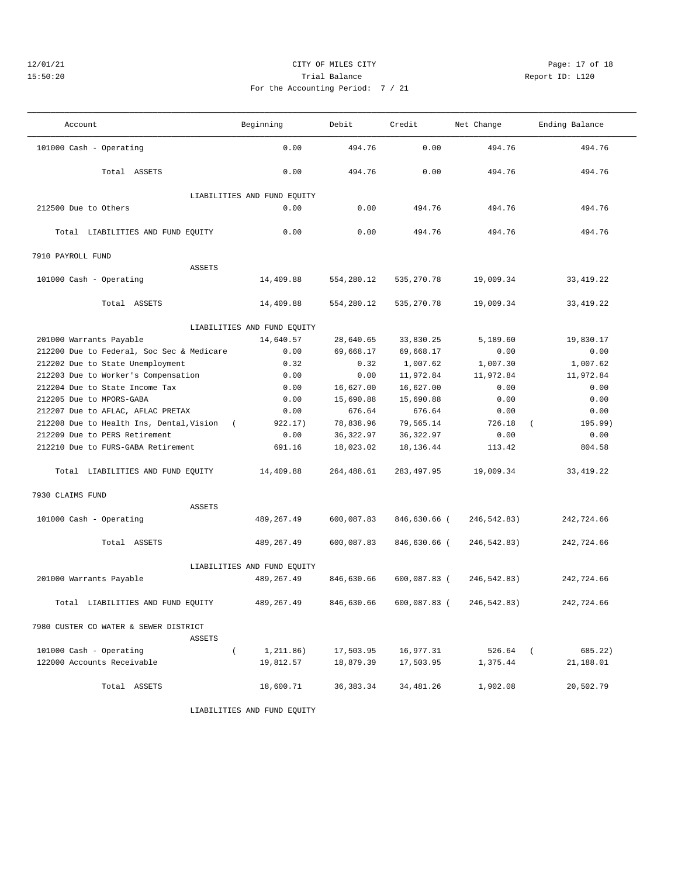CITY OF MILES CITY

Trial Balance

For the Accounting Period: 7 / 21

| Account | Beginning | Debit | Credit | Net Change | Ending Balance |
|---|---|---|---|---|---|
| 101000 Cash - Operating | 0.00 | 494.76 | 0.00 | 494.76 | 494.76 |
| Total ASSETS | 0.00 | 494.76 | 0.00 | 494.76 | 494.76 |
| LIABILITIES AND FUND EQUITY | | | | | |
| 212500 Due to Others | 0.00 | 0.00 | 494.76 | 494.76 | 494.76 |
| Total LIABILITIES AND FUND EQUITY | 0.00 | 0.00 | 494.76 | 494.76 | 494.76 |
| **7910 PAYROLL FUND** | | | | | |
| ASSETS | | | | | |
| 101000 Cash - Operating | 14,409.88 | 554,280.12 | 535,270.78 | 19,009.34 | 33,419.22 |
| Total ASSETS | 14,409.88 | 554,280.12 | 535,270.78 | 19,009.34 | 33,419.22 |
| LIABILITIES AND FUND EQUITY | | | | | |
| 201000 Warrants Payable | 14,640.57 | 28,640.65 | 33,830.25 | 5,189.60 | 19,830.17 |
| 212200 Due to Federal, Soc Sec & Medicare | 0.00 | 69,668.17 | 69,668.17 | 0.00 | 0.00 |
| 212202 Due to State Unemployment | 0.32 | 0.32 | 1,007.62 | 1,007.30 | 1,007.62 |
| 212203 Due to Worker's Compensation | 0.00 | 0.00 | 11,972.84 | 11,972.84 | 11,972.84 |
| 212204 Due to State Income Tax | 0.00 | 16,627.00 | 16,627.00 | 0.00 | 0.00 |
| 212205 Due to MPORS-GABA | 0.00 | 15,690.88 | 15,690.88 | 0.00 | 0.00 |
| 212207 Due to AFLAC, AFLAC PRETAX | 0.00 | 676.64 | 676.64 | 0.00 | 0.00 |
| 212208 Due to Health Ins, Dental,Vision | (922.17) | 78,838.96 | 79,565.14 | 726.18 | (195.99) |
| 212209 Due to PERS Retirement | 0.00 | 36,322.97 | 36,322.97 | 0.00 | 0.00 |
| 212210 Due to FURS-GABA Retirement | 691.16 | 18,023.02 | 18,136.44 | 113.42 | 804.58 |
| Total LIABILITIES AND FUND EQUITY | 14,409.88 | 264,488.61 | 283,497.95 | 19,009.34 | 33,419.22 |
| **7930 CLAIMS FUND** | | | | | |
| ASSETS | | | | | |
| 101000 Cash - Operating | 489,267.49 | 600,087.83 | 846,630.66 | (246,542.83) | 242,724.66 |
| Total ASSETS | 489,267.49 | 600,087.83 | 846,630.66 | (246,542.83) | 242,724.66 |
| LIABILITIES AND FUND EQUITY | | | | | |
| 201000 Warrants Payable | 489,267.49 | 846,630.66 | 600,087.83 | (246,542.83) | 242,724.66 |
| Total LIABILITIES AND FUND EQUITY | 489,267.49 | 846,630.66 | 600,087.83 | (246,542.83) | 242,724.66 |
| **7980 CUSTER CO WATER & SEWER DISTRICT** | | | | | |
| ASSETS | | | | | |
| 101000 Cash - Operating | (1,211.86) | 17,503.95 | 16,977.31 | 526.64 | (685.22) |
| 122000 Accounts Receivable | 19,812.57 | 18,879.39 | 17,503.95 | 1,375.44 | 21,188.01 |
| Total ASSETS | 18,600.71 | 36,383.34 | 34,481.26 | 1,902.08 | 20,502.79 |
| LIABILITIES AND FUND EQUITY | | | | | |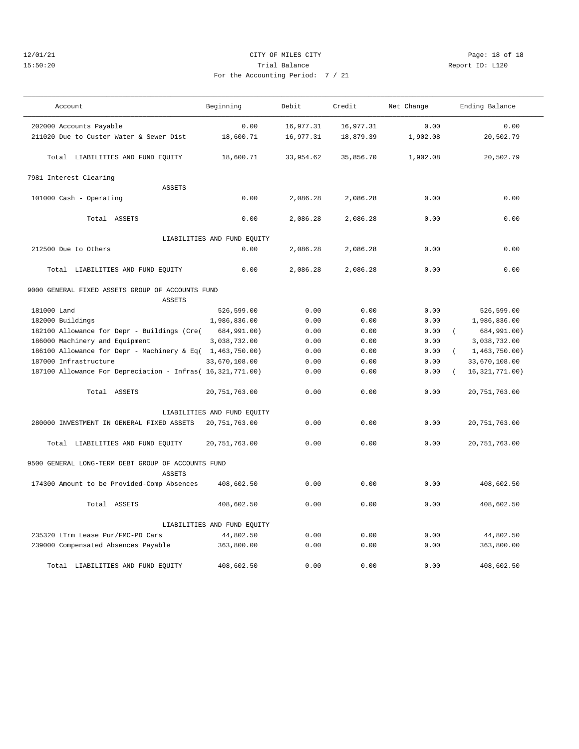# CITY OF MILES CITY

Trial Balance

For the Accounting Period: 7 / 21

12/01/21 15:50:20 — Report ID: L120

| Account | Beginning | Debit | Credit | Net Change | Ending Balance |
|---|---|---|---|---|---|
| 202000 Accounts Payable | 0.00 | 16,977.31 | 16,977.31 | 0.00 | 0.00 |
| 211020 Due to Custer Water & Sewer Dist | 18,600.71 | 16,977.31 | 18,879.39 | 1,902.08 | 20,502.79 |
| Total LIABILITIES AND FUND EQUITY | 18,600.71 | 33,954.62 | 35,856.70 | 1,902.08 | 20,502.79 |
| 7981 Interest Clearing | | | | | |
| ASSETS | | | | | |
| 101000 Cash - Operating | 0.00 | 2,086.28 | 2,086.28 | 0.00 | 0.00 |
| Total ASSETS | 0.00 | 2,086.28 | 2,086.28 | 0.00 | 0.00 |
| LIABILITIES AND FUND EQUITY | | | | | |
| 212500 Due to Others | 0.00 | 2,086.28 | 2,086.28 | 0.00 | 0.00 |
| Total LIABILITIES AND FUND EQUITY | 0.00 | 2,086.28 | 2,086.28 | 0.00 | 0.00 |
| 9000 GENERAL FIXED ASSETS GROUP OF ACCOUNTS FUND | | | | | |
| ASSETS | | | | | |
| 181000 Land | 526,599.00 | 0.00 | 0.00 | 0.00 | 526,599.00 |
| 182000 Buildings | 1,986,836.00 | 0.00 | 0.00 | 0.00 | 1,986,836.00 |
| 182100 Allowance for Depr - Buildings (Cre( | 684,991.00) | 0.00 | 0.00 | 0.00 | ( 684,991.00) |
| 186000 Machinery and Equipment | 3,038,732.00 | 0.00 | 0.00 | 0.00 | 3,038,732.00 |
| 186100 Allowance for Depr - Machinery & Eq( | 1,463,750.00) | 0.00 | 0.00 | 0.00 | ( 1,463,750.00) |
| 187000 Infrastructure | 33,670,108.00 | 0.00 | 0.00 | 0.00 | 33,670,108.00 |
| 187100 Allowance For Depreciation - Infras( | 16,321,771.00) | 0.00 | 0.00 | 0.00 | ( 16,321,771.00) |
| Total ASSETS | 20,751,763.00 | 0.00 | 0.00 | 0.00 | 20,751,763.00 |
| LIABILITIES AND FUND EQUITY | | | | | |
| 280000 INVESTMENT IN GENERAL FIXED ASSETS | 20,751,763.00 | 0.00 | 0.00 | 0.00 | 20,751,763.00 |
| Total LIABILITIES AND FUND EQUITY | 20,751,763.00 | 0.00 | 0.00 | 0.00 | 20,751,763.00 |
| 9500 GENERAL LONG-TERM DEBT GROUP OF ACCOUNTS FUND | | | | | |
| ASSETS | | | | | |
| 174300 Amount to be Provided-Comp Absences | 408,602.50 | 0.00 | 0.00 | 0.00 | 408,602.50 |
| Total ASSETS | 408,602.50 | 0.00 | 0.00 | 0.00 | 408,602.50 |
| LIABILITIES AND FUND EQUITY | | | | | |
| 235320 LTrm Lease Pur/FMC-PD Cars | 44,802.50 | 0.00 | 0.00 | 0.00 | 44,802.50 |
| 239000 Compensated Absences Payable | 363,800.00 | 0.00 | 0.00 | 0.00 | 363,800.00 |
| Total LIABILITIES AND FUND EQUITY | 408,602.50 | 0.00 | 0.00 | 0.00 | 408,602.50 |